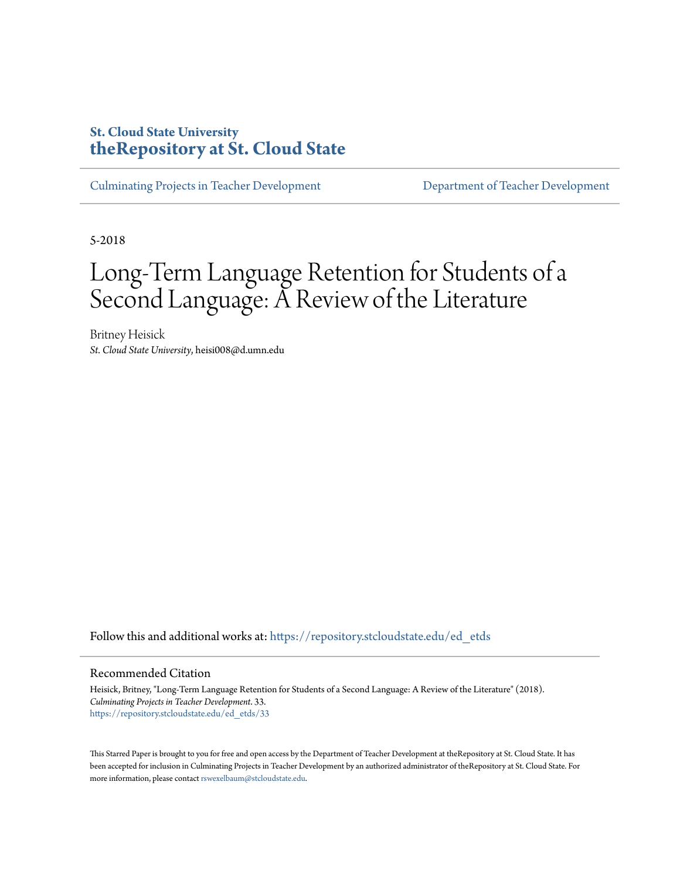**St. Cloud State University**
**theRepository at St. Cloud State**

Culminating Projects in Teacher Development | Department of Teacher Development

5-2018

# Long-Term Language Retention for Students of a Second Language: A Review of the Literature

Britney Heisick
*St. Cloud State University*, heisi008@d.umn.edu

Follow this and additional works at: https://repository.stcloudstate.edu/ed_etds

## Recommended Citation

Heisick, Britney, "Long-Term Language Retention for Students of a Second Language: A Review of the Literature" (2018). *Culminating Projects in Teacher Development*. 33.
https://repository.stcloudstate.edu/ed_etds/33

This Starred Paper is brought to you for free and open access by the Department of Teacher Development at theRepository at St. Cloud State. It has been accepted for inclusion in Culminating Projects in Teacher Development by an authorized administrator of theRepository at St. Cloud State. For more information, please contact rswexelbaum@stcloudstate.edu.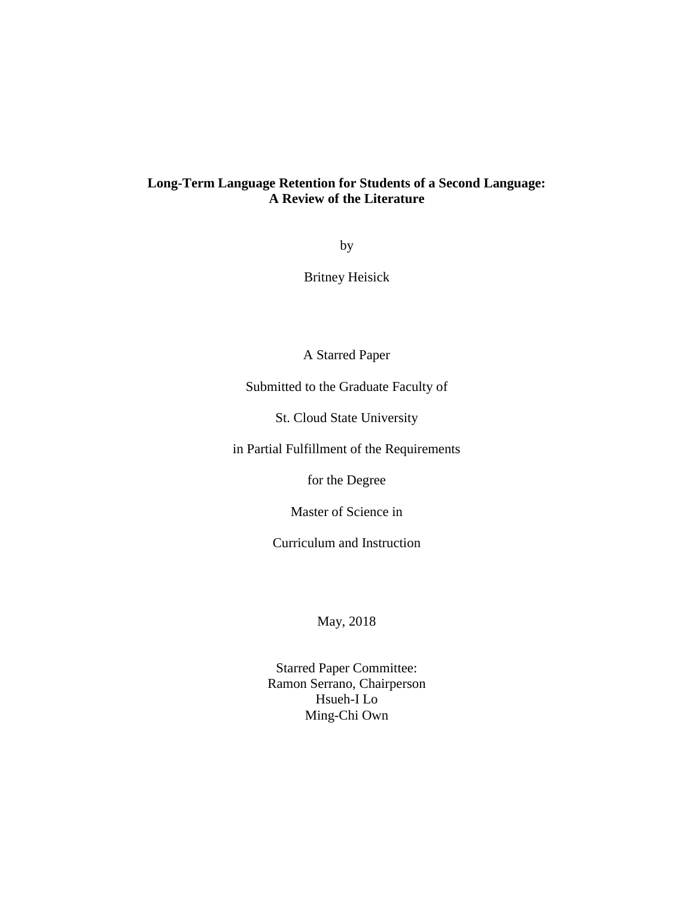**Long-Term Language Retention for Students of a Second Language: A Review of the Literature**

by

Britney Heisick

A Starred Paper

Submitted to the Graduate Faculty of

St. Cloud State University

in Partial Fulfillment of the Requirements

for the Degree

Master of Science in

Curriculum and Instruction

May, 2018

Starred Paper Committee:
Ramon Serrano, Chairperson
Hsueh-I Lo
Ming-Chi Own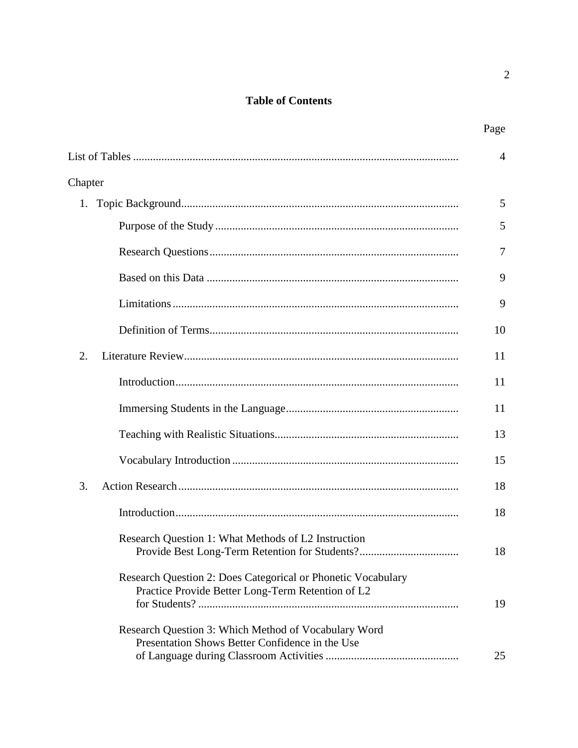## Table of Contents

| | Page |
|---|---|
| List of Tables | 4 |
| Chapter | |
| 1. Topic Background | 5 |
| Purpose of the Study | 5 |
| Research Questions | 7 |
| Based on this Data | 9 |
| Limitations | 9 |
| Definition of Terms | 10 |
| 2. Literature Review | 11 |
| Introduction | 11 |
| Immersing Students in the Language | 11 |
| Teaching with Realistic Situations | 13 |
| Vocabulary Introduction | 15 |
| 3. Action Research | 18 |
| Introduction | 18 |
| Research Question 1: What Methods of L2 Instruction Provide Best Long-Term Retention for Students? | 18 |
| Research Question 2: Does Categorical or Phonetic Vocabulary Practice Provide Better Long-Term Retention of L2 for Students? | 19 |
| Research Question 3: Which Method of Vocabulary Word Presentation Shows Better Confidence in the Use of Language during Classroom Activities | 25 |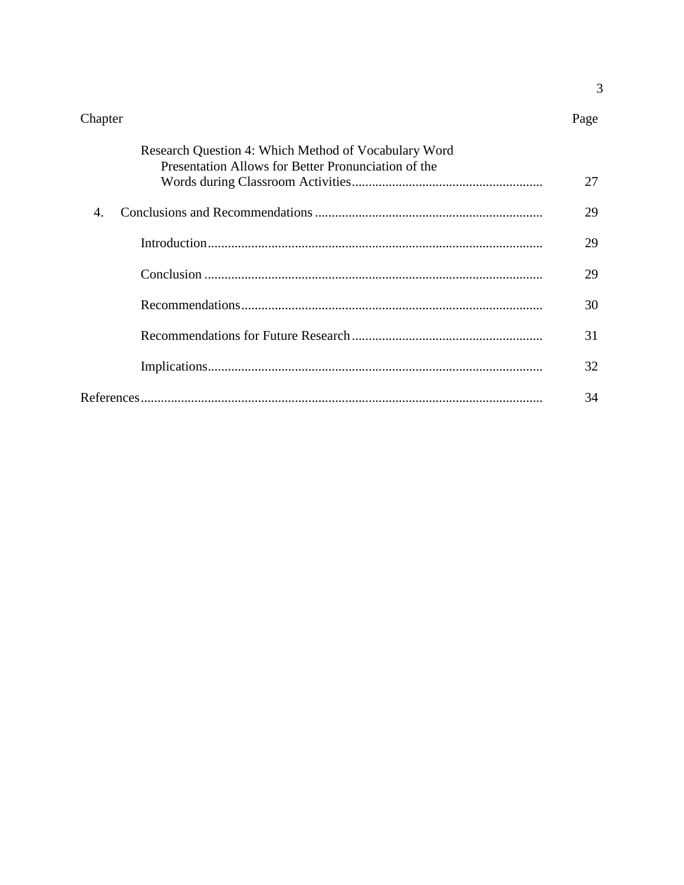| Chapter | Page |
| --- | --- |
| Research Question 4: Which Method of Vocabulary Word Presentation Allows for Better Pronunciation of the Words during Classroom Activities | 27 |
| 4. Conclusions and Recommendations | 29 |
| Introduction | 29 |
| Conclusion | 29 |
| Recommendations | 30 |
| Recommendations for Future Research | 31 |
| Implications | 32 |
| References | 34 |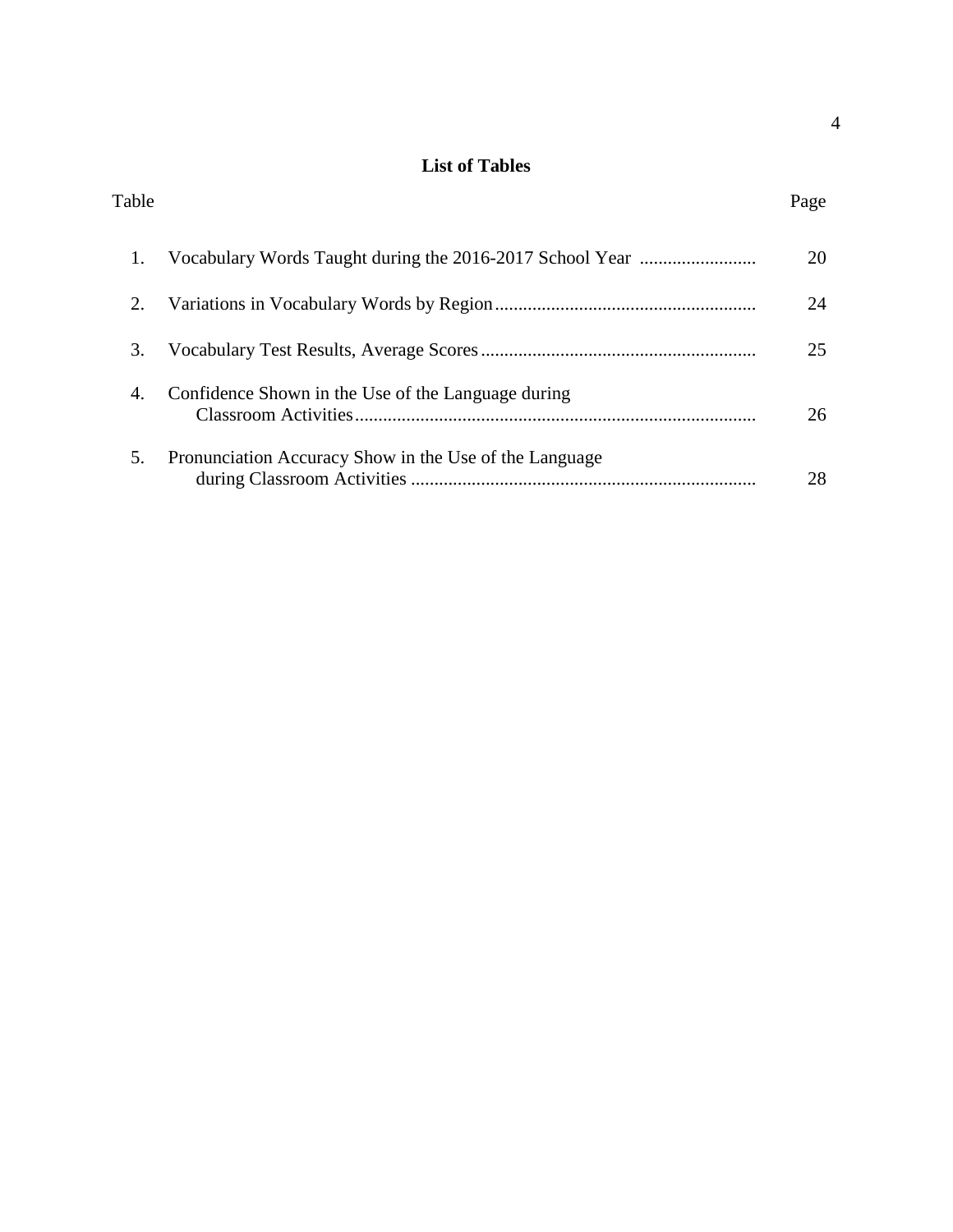## List of Tables

| Table | | Page |
|---|---|---|
| 1. | Vocabulary Words Taught during the 2016-2017 School Year | 20 |
| 2. | Variations in Vocabulary Words by Region | 24 |
| 3. | Vocabulary Test Results, Average Scores | 25 |
| 4. | Confidence Shown in the Use of the Language during Classroom Activities | 26 |
| 5. | Pronunciation Accuracy Show in the Use of the Language during Classroom Activities | 28 |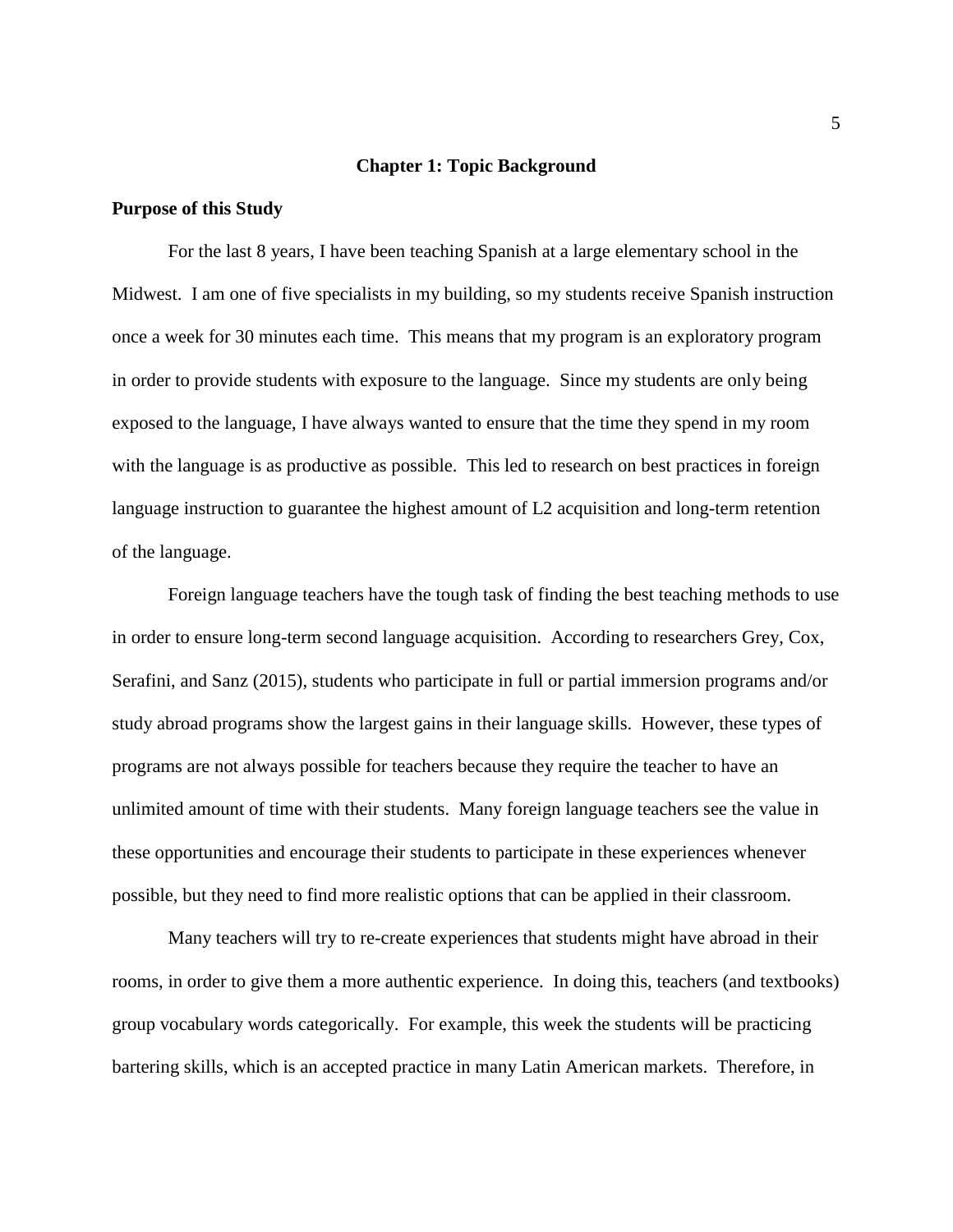# Chapter 1: Topic Background

## Purpose of this Study

For the last 8 years, I have been teaching Spanish at a large elementary school in the Midwest. I am one of five specialists in my building, so my students receive Spanish instruction once a week for 30 minutes each time. This means that my program is an exploratory program in order to provide students with exposure to the language. Since my students are only being exposed to the language, I have always wanted to ensure that the time they spend in my room with the language is as productive as possible. This led to research on best practices in foreign language instruction to guarantee the highest amount of L2 acquisition and long-term retention of the language.

Foreign language teachers have the tough task of finding the best teaching methods to use in order to ensure long-term second language acquisition. According to researchers Grey, Cox, Serafini, and Sanz (2015), students who participate in full or partial immersion programs and/or study abroad programs show the largest gains in their language skills. However, these types of programs are not always possible for teachers because they require the teacher to have an unlimited amount of time with their students. Many foreign language teachers see the value in these opportunities and encourage their students to participate in these experiences whenever possible, but they need to find more realistic options that can be applied in their classroom.

Many teachers will try to re-create experiences that students might have abroad in their rooms, in order to give them a more authentic experience. In doing this, teachers (and textbooks) group vocabulary words categorically. For example, this week the students will be practicing bartering skills, which is an accepted practice in many Latin American markets. Therefore, in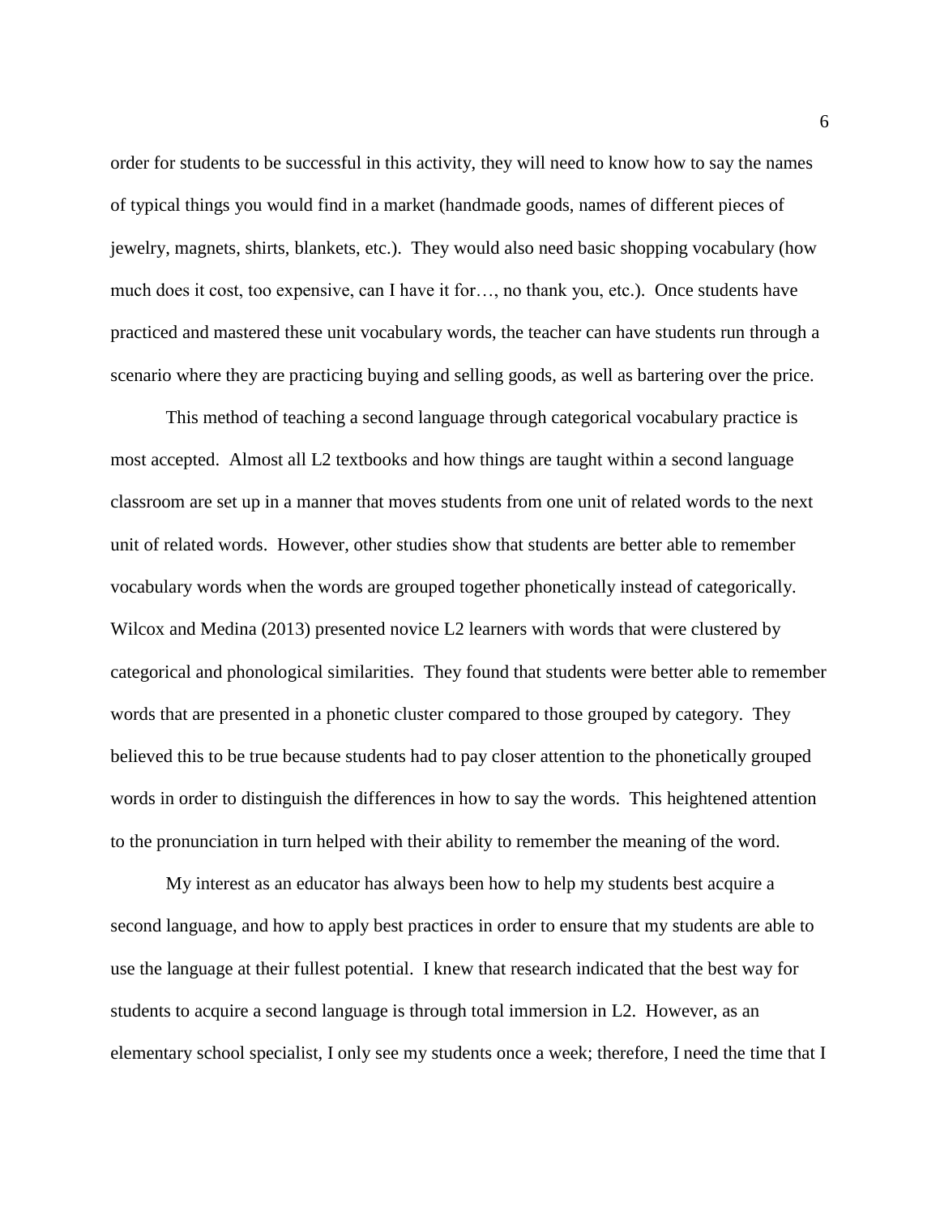order for students to be successful in this activity, they will need to know how to say the names of typical things you would find in a market (handmade goods, names of different pieces of jewelry, magnets, shirts, blankets, etc.). They would also need basic shopping vocabulary (how much does it cost, too expensive, can I have it for…, no thank you, etc.). Once students have practiced and mastered these unit vocabulary words, the teacher can have students run through a scenario where they are practicing buying and selling goods, as well as bartering over the price.

This method of teaching a second language through categorical vocabulary practice is most accepted. Almost all L2 textbooks and how things are taught within a second language classroom are set up in a manner that moves students from one unit of related words to the next unit of related words. However, other studies show that students are better able to remember vocabulary words when the words are grouped together phonetically instead of categorically. Wilcox and Medina (2013) presented novice L2 learners with words that were clustered by categorical and phonological similarities. They found that students were better able to remember words that are presented in a phonetic cluster compared to those grouped by category. They believed this to be true because students had to pay closer attention to the phonetically grouped words in order to distinguish the differences in how to say the words. This heightened attention to the pronunciation in turn helped with their ability to remember the meaning of the word.

My interest as an educator has always been how to help my students best acquire a second language, and how to apply best practices in order to ensure that my students are able to use the language at their fullest potential. I knew that research indicated that the best way for students to acquire a second language is through total immersion in L2. However, as an elementary school specialist, I only see my students once a week; therefore, I need the time that I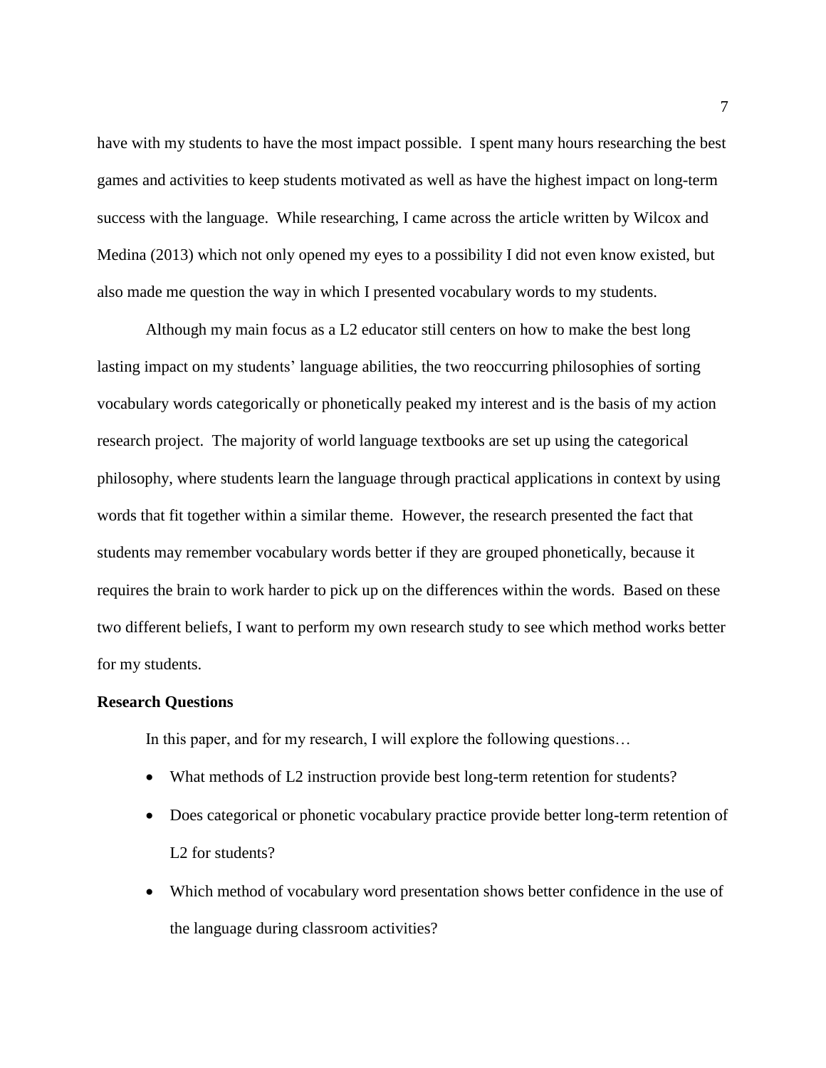have with my students to have the most impact possible. I spent many hours researching the best games and activities to keep students motivated as well as have the highest impact on long-term success with the language. While researching, I came across the article written by Wilcox and Medina (2013) which not only opened my eyes to a possibility I did not even know existed, but also made me question the way in which I presented vocabulary words to my students.

Although my main focus as a L2 educator still centers on how to make the best long lasting impact on my students' language abilities, the two reoccurring philosophies of sorting vocabulary words categorically or phonetically peaked my interest and is the basis of my action research project. The majority of world language textbooks are set up using the categorical philosophy, where students learn the language through practical applications in context by using words that fit together within a similar theme. However, the research presented the fact that students may remember vocabulary words better if they are grouped phonetically, because it requires the brain to work harder to pick up on the differences within the words. Based on these two different beliefs, I want to perform my own research study to see which method works better for my students.

**Research Questions**

In this paper, and for my research, I will explore the following questions…

- What methods of L2 instruction provide best long-term retention for students?
- Does categorical or phonetic vocabulary practice provide better long-term retention of L2 for students?
- Which method of vocabulary word presentation shows better confidence in the use of the language during classroom activities?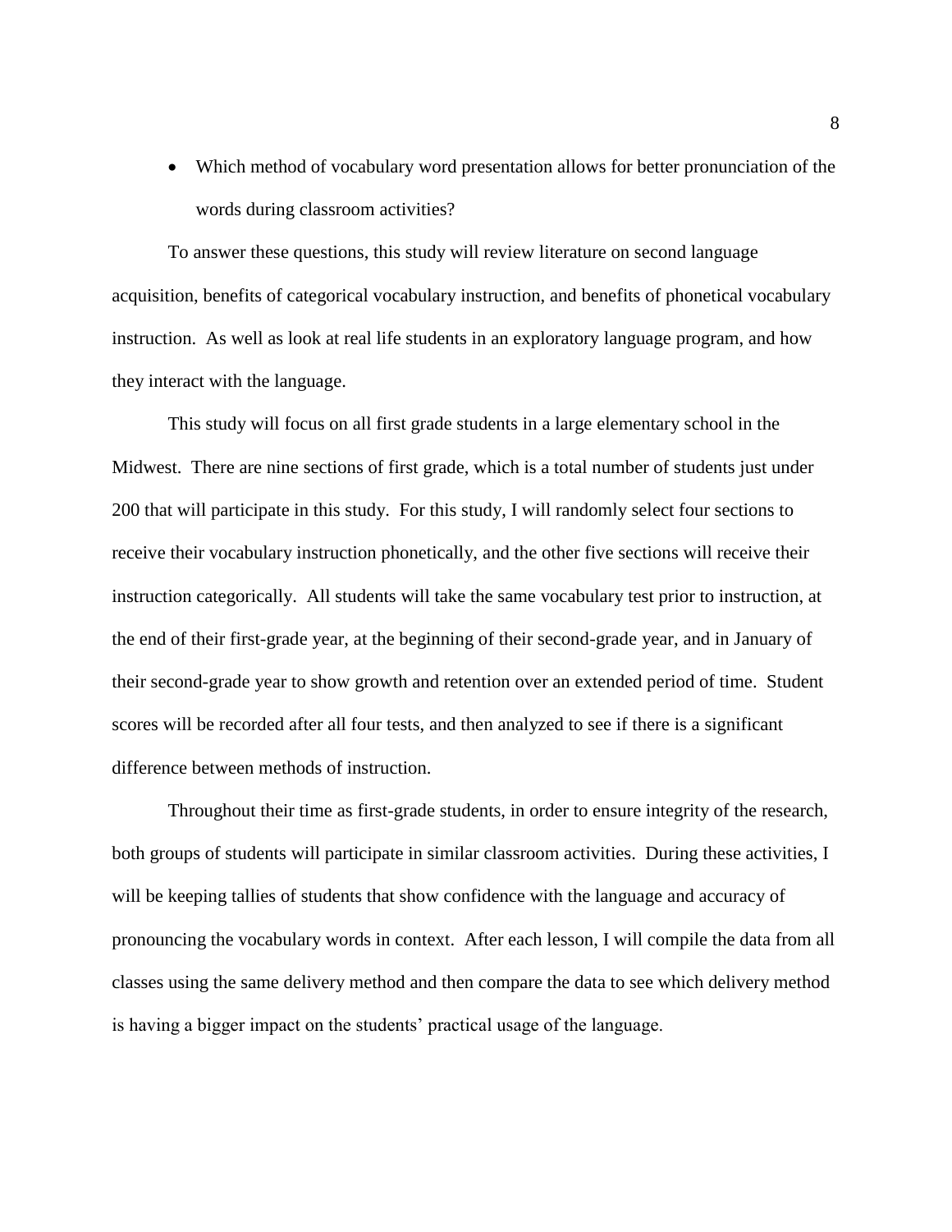- Which method of vocabulary word presentation allows for better pronunciation of the words during classroom activities?

To answer these questions, this study will review literature on second language acquisition, benefits of categorical vocabulary instruction, and benefits of phonetical vocabulary instruction. As well as look at real life students in an exploratory language program, and how they interact with the language.

This study will focus on all first grade students in a large elementary school in the Midwest. There are nine sections of first grade, which is a total number of students just under 200 that will participate in this study. For this study, I will randomly select four sections to receive their vocabulary instruction phonetically, and the other five sections will receive their instruction categorically. All students will take the same vocabulary test prior to instruction, at the end of their first-grade year, at the beginning of their second-grade year, and in January of their second-grade year to show growth and retention over an extended period of time. Student scores will be recorded after all four tests, and then analyzed to see if there is a significant difference between methods of instruction.

Throughout their time as first-grade students, in order to ensure integrity of the research, both groups of students will participate in similar classroom activities. During these activities, I will be keeping tallies of students that show confidence with the language and accuracy of pronouncing the vocabulary words in context. After each lesson, I will compile the data from all classes using the same delivery method and then compare the data to see which delivery method is having a bigger impact on the students' practical usage of the language.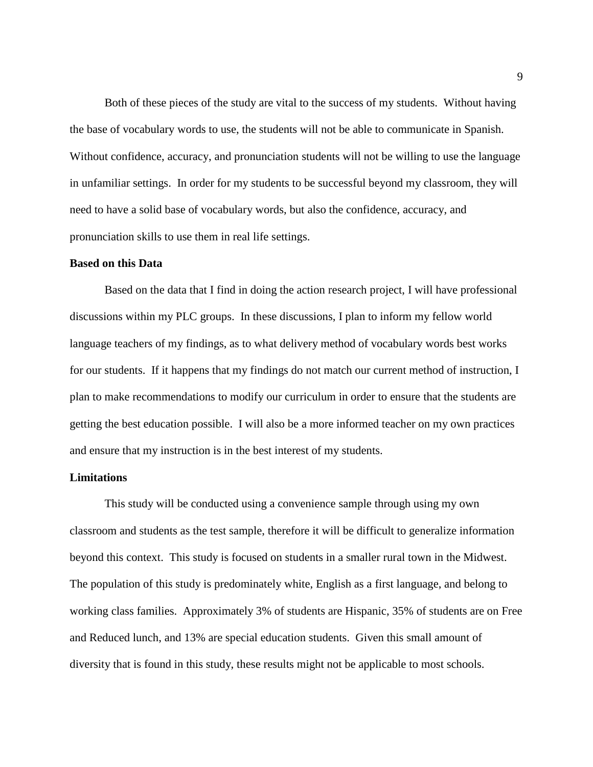Both of these pieces of the study are vital to the success of my students. Without having the base of vocabulary words to use, the students will not be able to communicate in Spanish. Without confidence, accuracy, and pronunciation students will not be willing to use the language in unfamiliar settings. In order for my students to be successful beyond my classroom, they will need to have a solid base of vocabulary words, but also the confidence, accuracy, and pronunciation skills to use them in real life settings.

**Based on this Data**

Based on the data that I find in doing the action research project, I will have professional discussions within my PLC groups. In these discussions, I plan to inform my fellow world language teachers of my findings, as to what delivery method of vocabulary words best works for our students. If it happens that my findings do not match our current method of instruction, I plan to make recommendations to modify our curriculum in order to ensure that the students are getting the best education possible. I will also be a more informed teacher on my own practices and ensure that my instruction is in the best interest of my students.

**Limitations**

This study will be conducted using a convenience sample through using my own classroom and students as the test sample, therefore it will be difficult to generalize information beyond this context. This study is focused on students in a smaller rural town in the Midwest. The population of this study is predominately white, English as a first language, and belong to working class families. Approximately 3% of students are Hispanic, 35% of students are on Free and Reduced lunch, and 13% are special education students. Given this small amount of diversity that is found in this study, these results might not be applicable to most schools.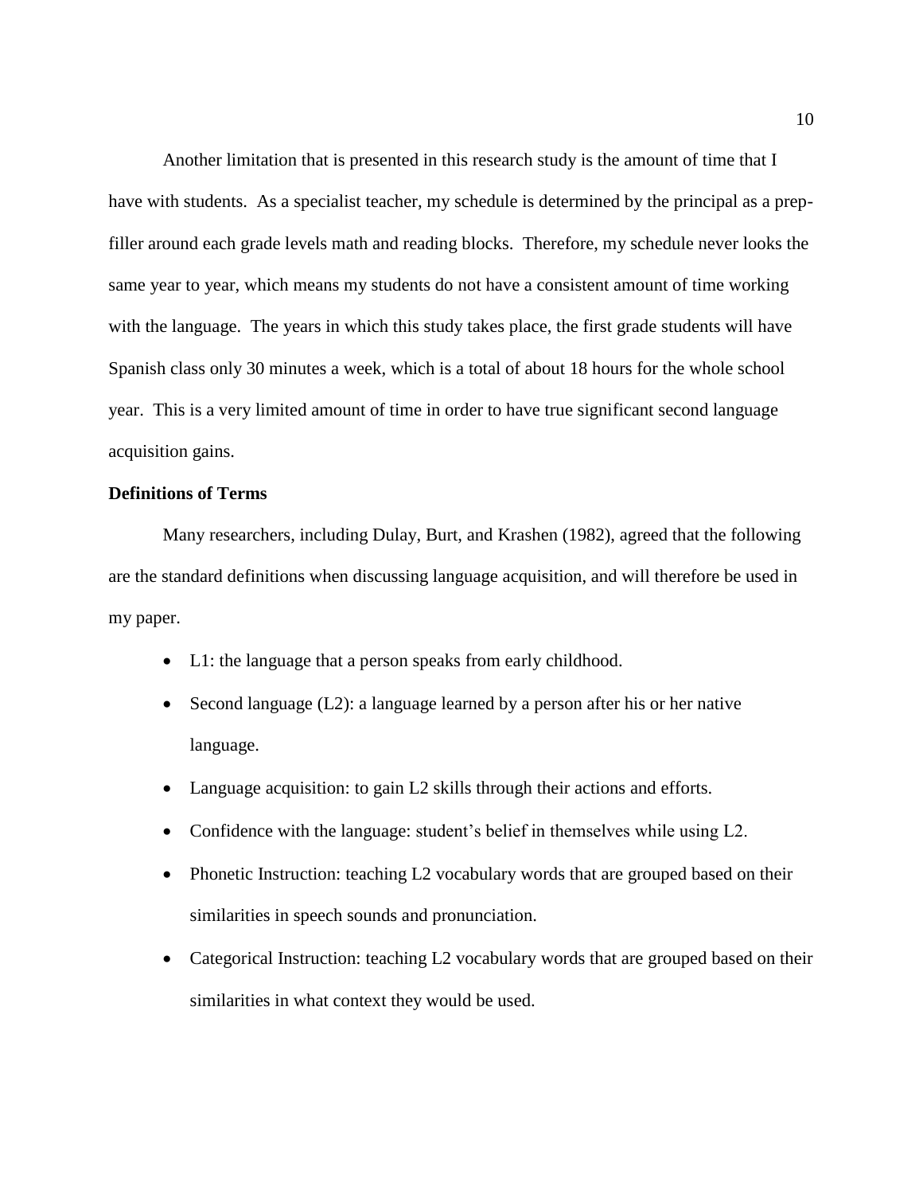Another limitation that is presented in this research study is the amount of time that I have with students. As a specialist teacher, my schedule is determined by the principal as a prep-filler around each grade levels math and reading blocks. Therefore, my schedule never looks the same year to year, which means my students do not have a consistent amount of time working with the language. The years in which this study takes place, the first grade students will have Spanish class only 30 minutes a week, which is a total of about 18 hours for the whole school year. This is a very limited amount of time in order to have true significant second language acquisition gains.

**Definitions of Terms**

Many researchers, including Dulay, Burt, and Krashen (1982), agreed that the following are the standard definitions when discussing language acquisition, and will therefore be used in my paper.

- L1: the language that a person speaks from early childhood.
- Second language (L2): a language learned by a person after his or her native language.
- Language acquisition: to gain L2 skills through their actions and efforts.
- Confidence with the language: student's belief in themselves while using L2.
- Phonetic Instruction: teaching L2 vocabulary words that are grouped based on their similarities in speech sounds and pronunciation.
- Categorical Instruction: teaching L2 vocabulary words that are grouped based on their similarities in what context they would be used.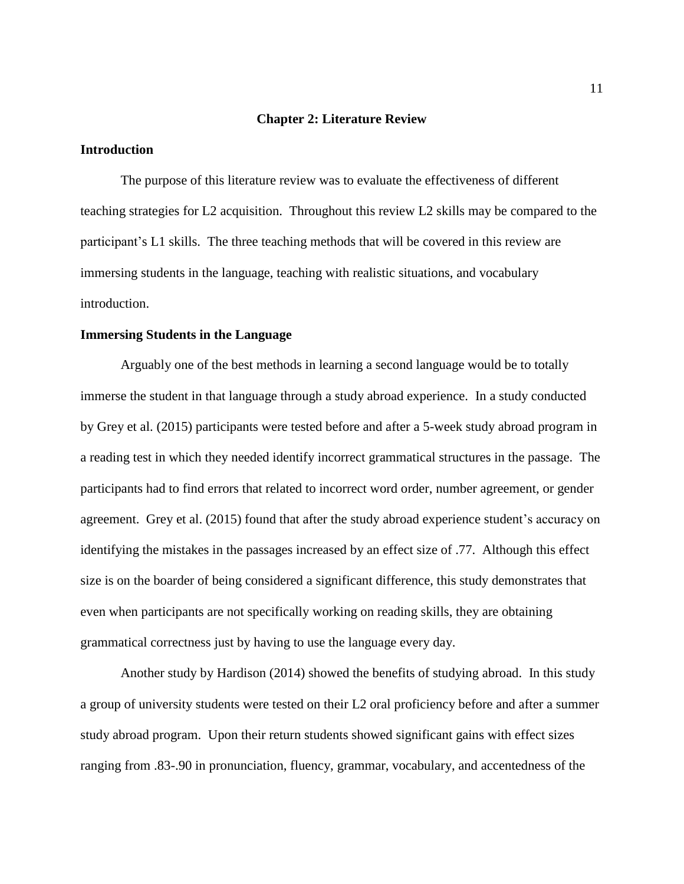# Chapter 2: Literature Review

## Introduction

The purpose of this literature review was to evaluate the effectiveness of different teaching strategies for L2 acquisition. Throughout this review L2 skills may be compared to the participant's L1 skills. The three teaching methods that will be covered in this review are immersing students in the language, teaching with realistic situations, and vocabulary introduction.

## Immersing Students in the Language

Arguably one of the best methods in learning a second language would be to totally immerse the student in that language through a study abroad experience. In a study conducted by Grey et al. (2015) participants were tested before and after a 5-week study abroad program in a reading test in which they needed identify incorrect grammatical structures in the passage. The participants had to find errors that related to incorrect word order, number agreement, or gender agreement. Grey et al. (2015) found that after the study abroad experience student's accuracy on identifying the mistakes in the passages increased by an effect size of .77. Although this effect size is on the boarder of being considered a significant difference, this study demonstrates that even when participants are not specifically working on reading skills, they are obtaining grammatical correctness just by having to use the language every day.

Another study by Hardison (2014) showed the benefits of studying abroad. In this study a group of university students were tested on their L2 oral proficiency before and after a summer study abroad program. Upon their return students showed significant gains with effect sizes ranging from .83-.90 in pronunciation, fluency, grammar, vocabulary, and accentedness of the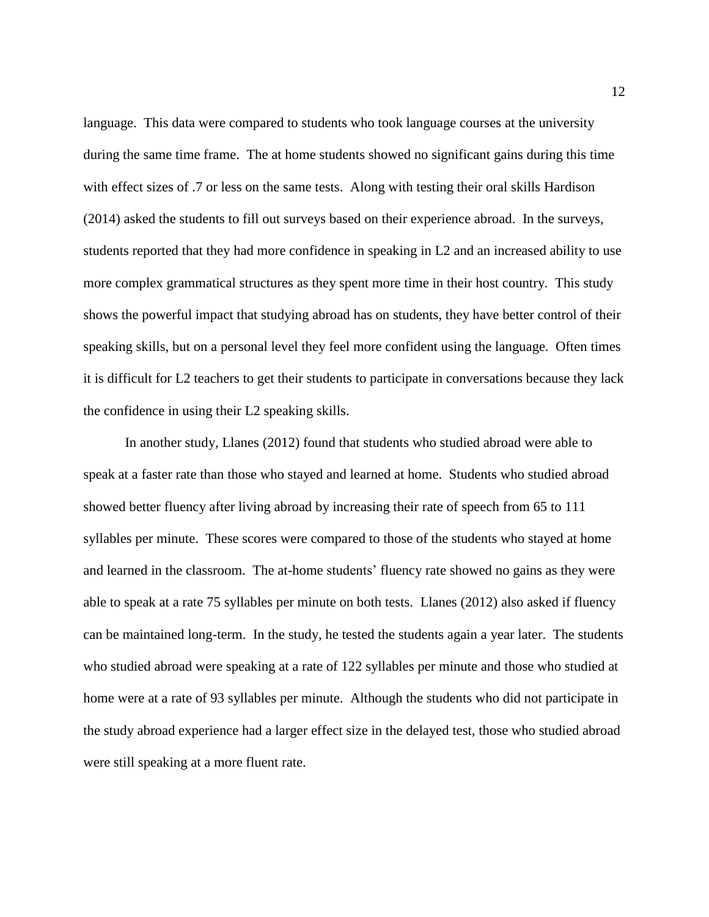language. This data were compared to students who took language courses at the university during the same time frame. The at home students showed no significant gains during this time with effect sizes of .7 or less on the same tests. Along with testing their oral skills Hardison (2014) asked the students to fill out surveys based on their experience abroad. In the surveys, students reported that they had more confidence in speaking in L2 and an increased ability to use more complex grammatical structures as they spent more time in their host country. This study shows the powerful impact that studying abroad has on students, they have better control of their speaking skills, but on a personal level they feel more confident using the language. Often times it is difficult for L2 teachers to get their students to participate in conversations because they lack the confidence in using their L2 speaking skills.

In another study, Llanes (2012) found that students who studied abroad were able to speak at a faster rate than those who stayed and learned at home. Students who studied abroad showed better fluency after living abroad by increasing their rate of speech from 65 to 111 syllables per minute. These scores were compared to those of the students who stayed at home and learned in the classroom. The at-home students' fluency rate showed no gains as they were able to speak at a rate 75 syllables per minute on both tests. Llanes (2012) also asked if fluency can be maintained long-term. In the study, he tested the students again a year later. The students who studied abroad were speaking at a rate of 122 syllables per minute and those who studied at home were at a rate of 93 syllables per minute. Although the students who did not participate in the study abroad experience had a larger effect size in the delayed test, those who studied abroad were still speaking at a more fluent rate.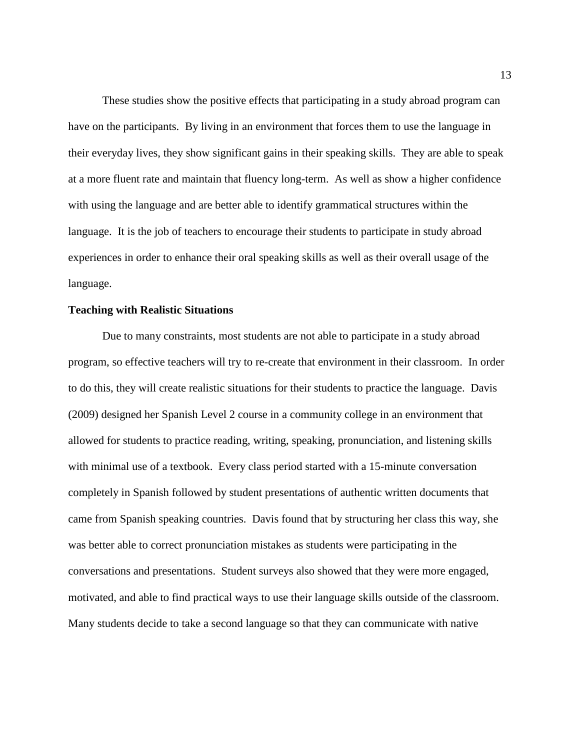These studies show the positive effects that participating in a study abroad program can have on the participants. By living in an environment that forces them to use the language in their everyday lives, they show significant gains in their speaking skills. They are able to speak at a more fluent rate and maintain that fluency long-term. As well as show a higher confidence with using the language and are better able to identify grammatical structures within the language. It is the job of teachers to encourage their students to participate in study abroad experiences in order to enhance their oral speaking skills as well as their overall usage of the language.

**Teaching with Realistic Situations**

Due to many constraints, most students are not able to participate in a study abroad program, so effective teachers will try to re-create that environment in their classroom. In order to do this, they will create realistic situations for their students to practice the language. Davis (2009) designed her Spanish Level 2 course in a community college in an environment that allowed for students to practice reading, writing, speaking, pronunciation, and listening skills with minimal use of a textbook. Every class period started with a 15-minute conversation completely in Spanish followed by student presentations of authentic written documents that came from Spanish speaking countries. Davis found that by structuring her class this way, she was better able to correct pronunciation mistakes as students were participating in the conversations and presentations. Student surveys also showed that they were more engaged, motivated, and able to find practical ways to use their language skills outside of the classroom. Many students decide to take a second language so that they can communicate with native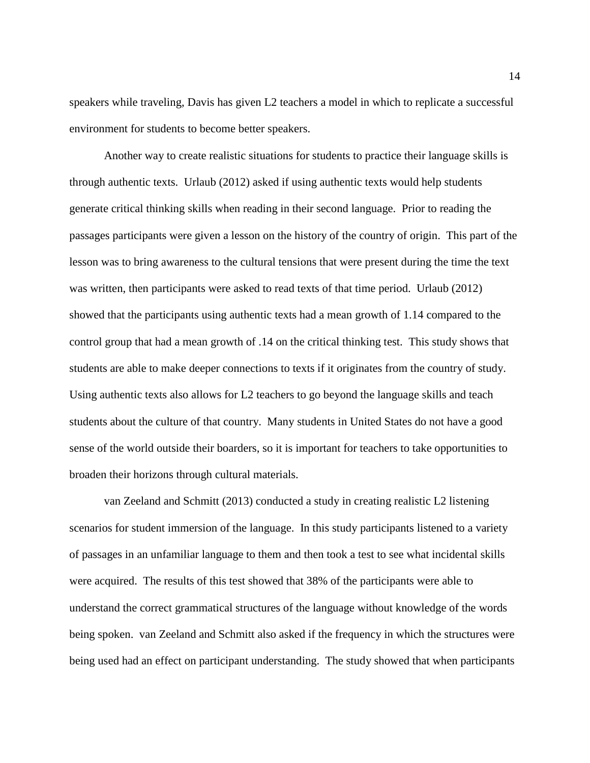speakers while traveling, Davis has given L2 teachers a model in which to replicate a successful environment for students to become better speakers.

Another way to create realistic situations for students to practice their language skills is through authentic texts. Urlaub (2012) asked if using authentic texts would help students generate critical thinking skills when reading in their second language. Prior to reading the passages participants were given a lesson on the history of the country of origin. This part of the lesson was to bring awareness to the cultural tensions that were present during the time the text was written, then participants were asked to read texts of that time period. Urlaub (2012) showed that the participants using authentic texts had a mean growth of 1.14 compared to the control group that had a mean growth of .14 on the critical thinking test. This study shows that students are able to make deeper connections to texts if it originates from the country of study. Using authentic texts also allows for L2 teachers to go beyond the language skills and teach students about the culture of that country. Many students in United States do not have a good sense of the world outside their boarders, so it is important for teachers to take opportunities to broaden their horizons through cultural materials.

van Zeeland and Schmitt (2013) conducted a study in creating realistic L2 listening scenarios for student immersion of the language. In this study participants listened to a variety of passages in an unfamiliar language to them and then took a test to see what incidental skills were acquired. The results of this test showed that 38% of the participants were able to understand the correct grammatical structures of the language without knowledge of the words being spoken. van Zeeland and Schmitt also asked if the frequency in which the structures were being used had an effect on participant understanding. The study showed that when participants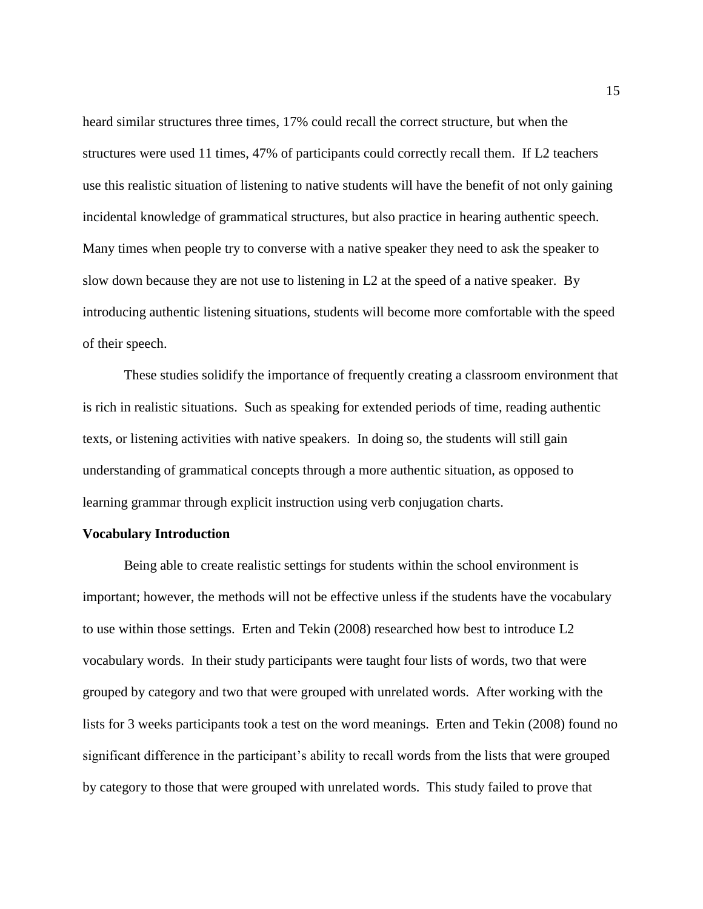heard similar structures three times, 17% could recall the correct structure, but when the structures were used 11 times, 47% of participants could correctly recall them. If L2 teachers use this realistic situation of listening to native students will have the benefit of not only gaining incidental knowledge of grammatical structures, but also practice in hearing authentic speech. Many times when people try to converse with a native speaker they need to ask the speaker to slow down because they are not use to listening in L2 at the speed of a native speaker. By introducing authentic listening situations, students will become more comfortable with the speed of their speech.

These studies solidify the importance of frequently creating a classroom environment that is rich in realistic situations. Such as speaking for extended periods of time, reading authentic texts, or listening activities with native speakers. In doing so, the students will still gain understanding of grammatical concepts through a more authentic situation, as opposed to learning grammar through explicit instruction using verb conjugation charts.

**Vocabulary Introduction**

Being able to create realistic settings for students within the school environment is important; however, the methods will not be effective unless if the students have the vocabulary to use within those settings. Erten and Tekin (2008) researched how best to introduce L2 vocabulary words. In their study participants were taught four lists of words, two that were grouped by category and two that were grouped with unrelated words. After working with the lists for 3 weeks participants took a test on the word meanings. Erten and Tekin (2008) found no significant difference in the participant's ability to recall words from the lists that were grouped by category to those that were grouped with unrelated words. This study failed to prove that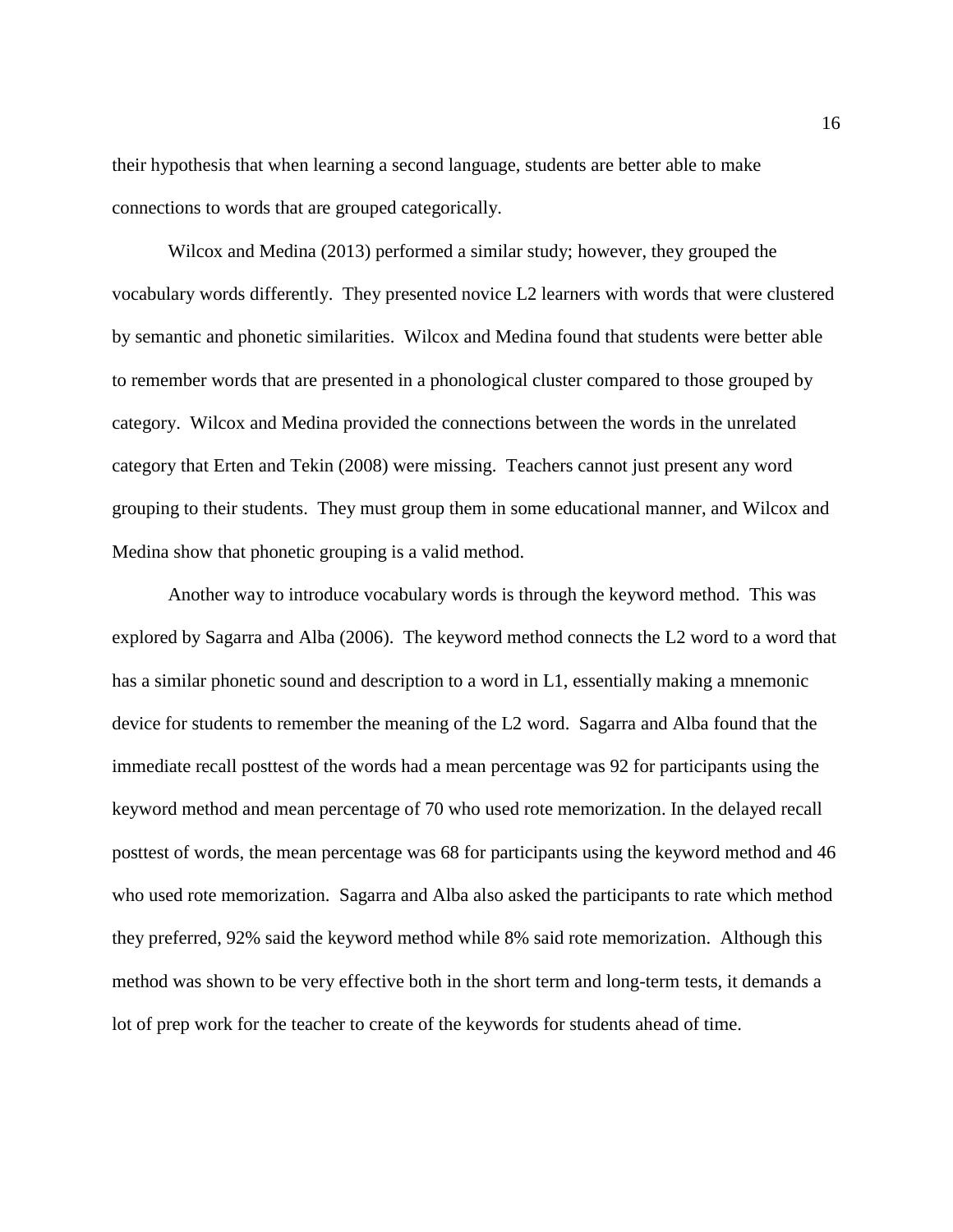their hypothesis that when learning a second language, students are better able to make connections to words that are grouped categorically.

Wilcox and Medina (2013) performed a similar study; however, they grouped the vocabulary words differently. They presented novice L2 learners with words that were clustered by semantic and phonetic similarities. Wilcox and Medina found that students were better able to remember words that are presented in a phonological cluster compared to those grouped by category. Wilcox and Medina provided the connections between the words in the unrelated category that Erten and Tekin (2008) were missing. Teachers cannot just present any word grouping to their students. They must group them in some educational manner, and Wilcox and Medina show that phonetic grouping is a valid method.

Another way to introduce vocabulary words is through the keyword method. This was explored by Sagarra and Alba (2006). The keyword method connects the L2 word to a word that has a similar phonetic sound and description to a word in L1, essentially making a mnemonic device for students to remember the meaning of the L2 word. Sagarra and Alba found that the immediate recall posttest of the words had a mean percentage was 92 for participants using the keyword method and mean percentage of 70 who used rote memorization. In the delayed recall posttest of words, the mean percentage was 68 for participants using the keyword method and 46 who used rote memorization. Sagarra and Alba also asked the participants to rate which method they preferred, 92% said the keyword method while 8% said rote memorization. Although this method was shown to be very effective both in the short term and long-term tests, it demands a lot of prep work for the teacher to create of the keywords for students ahead of time.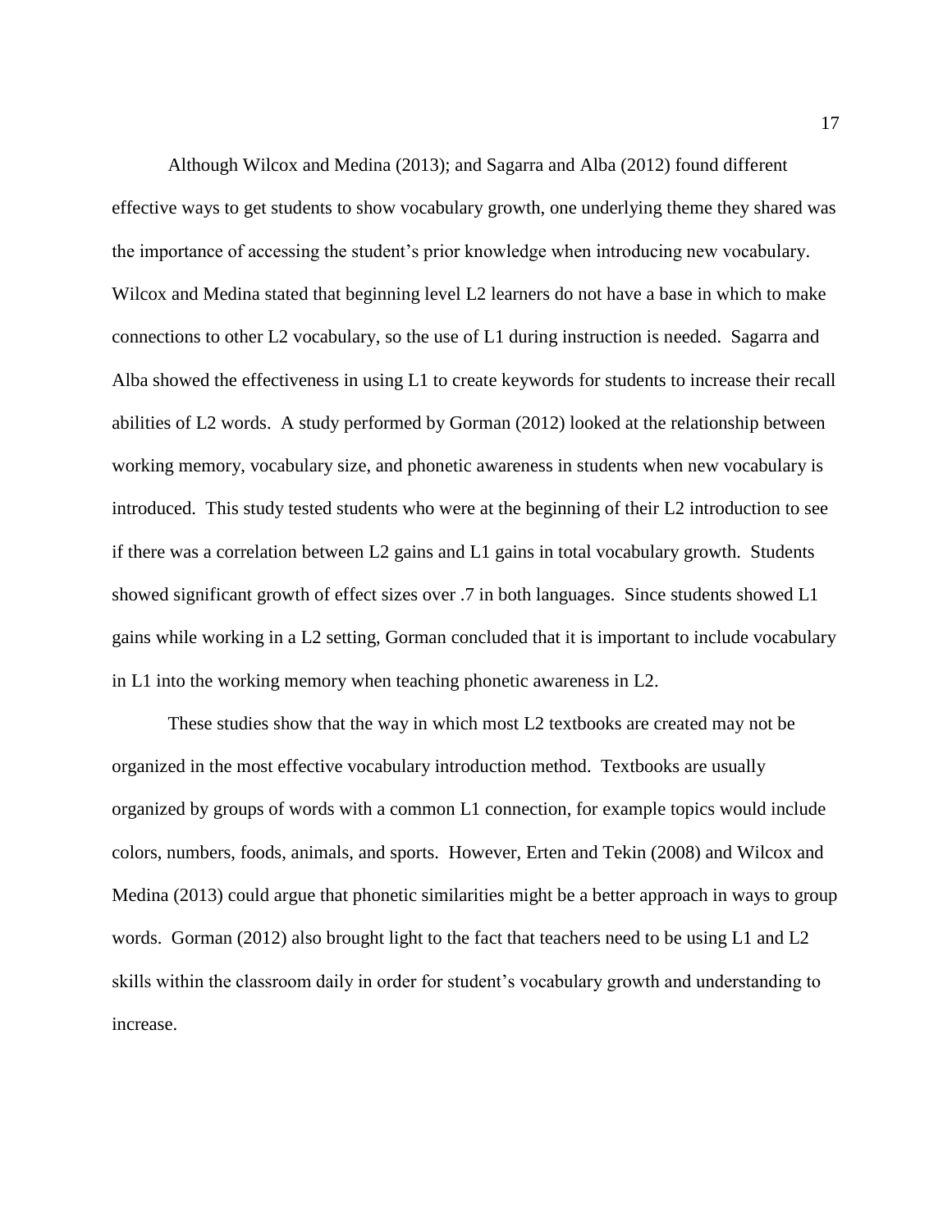Although Wilcox and Medina (2013); and Sagarra and Alba (2012) found different effective ways to get students to show vocabulary growth, one underlying theme they shared was the importance of accessing the student's prior knowledge when introducing new vocabulary. Wilcox and Medina stated that beginning level L2 learners do not have a base in which to make connections to other L2 vocabulary, so the use of L1 during instruction is needed. Sagarra and Alba showed the effectiveness in using L1 to create keywords for students to increase their recall abilities of L2 words. A study performed by Gorman (2012) looked at the relationship between working memory, vocabulary size, and phonetic awareness in students when new vocabulary is introduced. This study tested students who were at the beginning of their L2 introduction to see if there was a correlation between L2 gains and L1 gains in total vocabulary growth. Students showed significant growth of effect sizes over .7 in both languages. Since students showed L1 gains while working in a L2 setting, Gorman concluded that it is important to include vocabulary in L1 into the working memory when teaching phonetic awareness in L2.

These studies show that the way in which most L2 textbooks are created may not be organized in the most effective vocabulary introduction method. Textbooks are usually organized by groups of words with a common L1 connection, for example topics would include colors, numbers, foods, animals, and sports. However, Erten and Tekin (2008) and Wilcox and Medina (2013) could argue that phonetic similarities might be a better approach in ways to group words. Gorman (2012) also brought light to the fact that teachers need to be using L1 and L2 skills within the classroom daily in order for student's vocabulary growth and understanding to increase.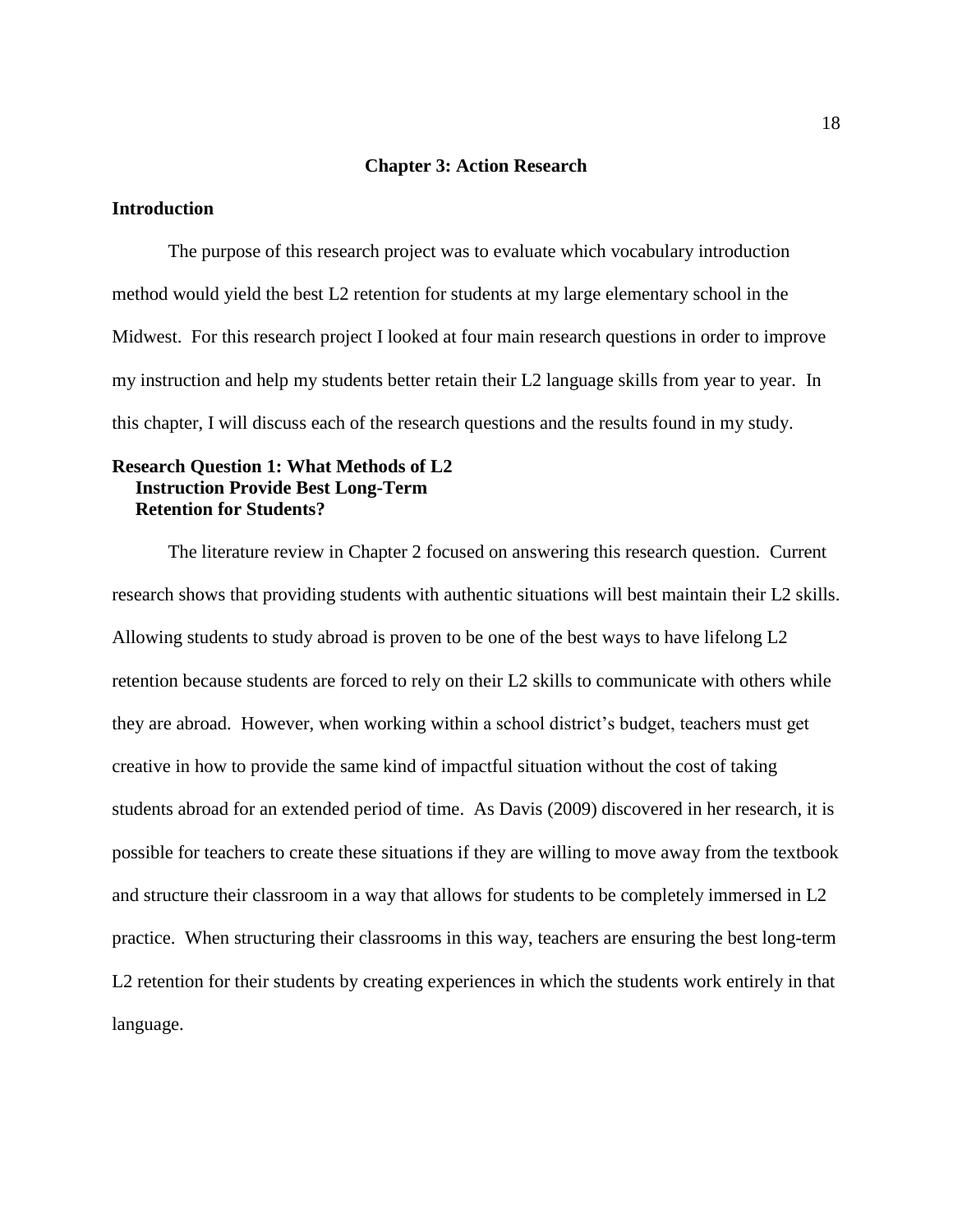# Chapter 3: Action Research

## Introduction

The purpose of this research project was to evaluate which vocabulary introduction method would yield the best L2 retention for students at my large elementary school in the Midwest. For this research project I looked at four main research questions in order to improve my instruction and help my students better retain their L2 language skills from year to year. In this chapter, I will discuss each of the research questions and the results found in my study.

## Research Question 1: What Methods of L2 Instruction Provide Best Long-Term Retention for Students?

The literature review in Chapter 2 focused on answering this research question. Current research shows that providing students with authentic situations will best maintain their L2 skills. Allowing students to study abroad is proven to be one of the best ways to have lifelong L2 retention because students are forced to rely on their L2 skills to communicate with others while they are abroad. However, when working within a school district's budget, teachers must get creative in how to provide the same kind of impactful situation without the cost of taking students abroad for an extended period of time. As Davis (2009) discovered in her research, it is possible for teachers to create these situations if they are willing to move away from the textbook and structure their classroom in a way that allows for students to be completely immersed in L2 practice. When structuring their classrooms in this way, teachers are ensuring the best long-term L2 retention for their students by creating experiences in which the students work entirely in that language.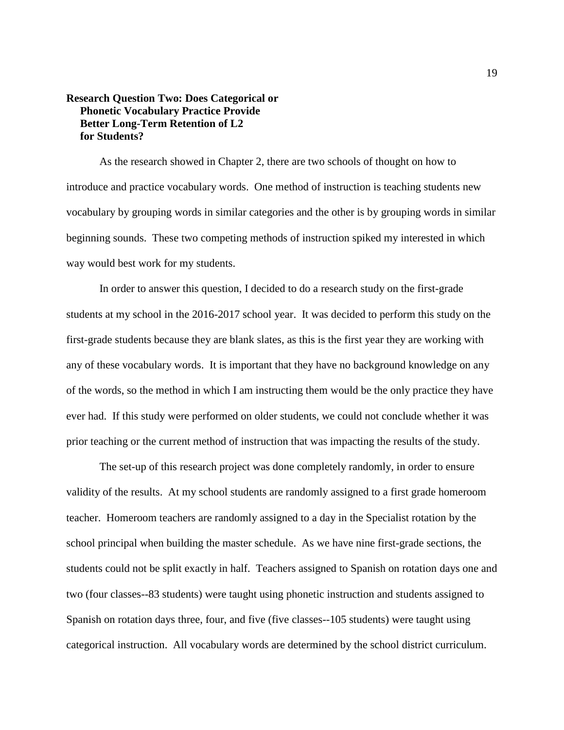### Research Question Two: Does Categorical or Phonetic Vocabulary Practice Provide Better Long-Term Retention of L2 for Students?

As the research showed in Chapter 2, there are two schools of thought on how to introduce and practice vocabulary words. One method of instruction is teaching students new vocabulary by grouping words in similar categories and the other is by grouping words in similar beginning sounds. These two competing methods of instruction spiked my interested in which way would best work for my students.

In order to answer this question, I decided to do a research study on the first-grade students at my school in the 2016-2017 school year. It was decided to perform this study on the first-grade students because they are blank slates, as this is the first year they are working with any of these vocabulary words. It is important that they have no background knowledge on any of the words, so the method in which I am instructing them would be the only practice they have ever had. If this study were performed on older students, we could not conclude whether it was prior teaching or the current method of instruction that was impacting the results of the study.

The set-up of this research project was done completely randomly, in order to ensure validity of the results. At my school students are randomly assigned to a first grade homeroom teacher. Homeroom teachers are randomly assigned to a day in the Specialist rotation by the school principal when building the master schedule. As we have nine first-grade sections, the students could not be split exactly in half. Teachers assigned to Spanish on rotation days one and two (four classes--83 students) were taught using phonetic instruction and students assigned to Spanish on rotation days three, four, and five (five classes--105 students) were taught using categorical instruction. All vocabulary words are determined by the school district curriculum.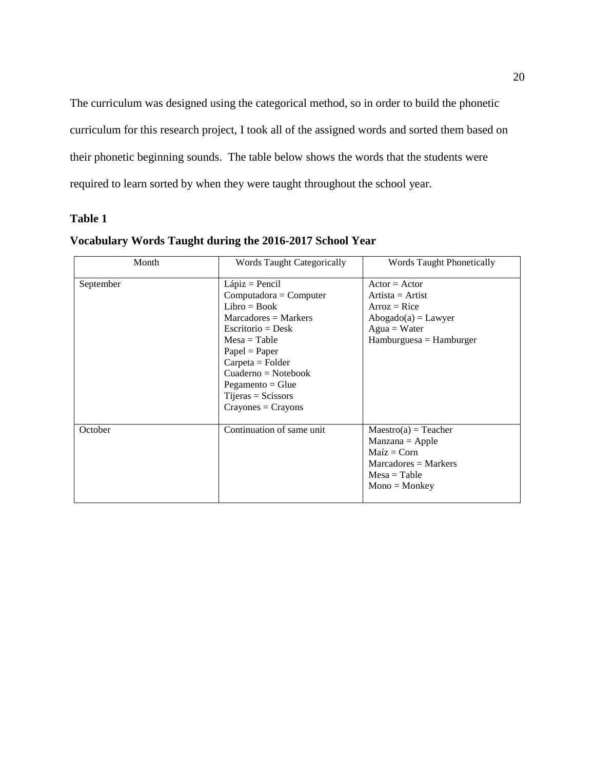The curriculum was designed using the categorical method, so in order to build the phonetic curriculum for this research project, I took all of the assigned words and sorted them based on their phonetic beginning sounds. The table below shows the words that the students were required to learn sorted by when they were taught throughout the school year.

**Table 1**

**Vocabulary Words Taught during the 2016-2017 School Year**

| Month | Words Taught Categorically | Words Taught Phonetically |
| --- | --- | --- |
| September | Lápiz = Pencil<br>Computadora = Computer<br>Libro = Book<br>Marcadores = Markers<br>Escritorio = Desk<br>Mesa = Table<br>Papel = Paper<br>Carpeta = Folder<br>Cuaderno = Notebook<br>Pegamento = Glue<br>Tijeras = Scissors<br>Crayones = Crayons | Actor = Actor<br>Artista = Artist<br>Arroz = Rice<br>Abogado(a) = Lawyer<br>Agua = Water<br>Hamburguesa = Hamburger |
| October | Continuation of same unit | Maestro(a) = Teacher<br>Manzana = Apple<br>Maíz = Corn<br>Marcadores = Markers<br>Mesa = Table<br>Mono = Monkey |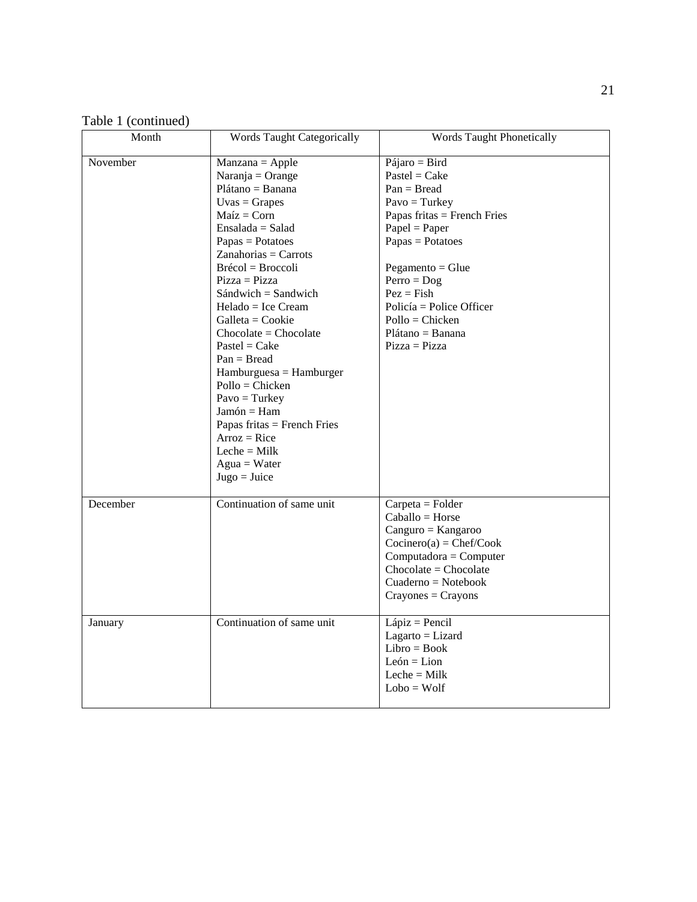Table 1 (continued)

| Month | Words Taught Categorically | Words Taught Phonetically |
|---|---|---|
| November | Manzana = Apple<br>Naranja = Orange<br>Plátano = Banana<br>Uvas = Grapes<br>Maíz = Corn<br>Ensalada = Salad<br>Papas = Potatoes<br>Zanahorias = Carrots<br>Brécol = Broccoli<br>Pizza = Pizza<br>Sándwich = Sandwich<br>Helado = Ice Cream<br>Galleta = Cookie<br>Chocolate = Chocolate<br>Pastel = Cake<br>Pan = Bread<br>Hamburguesa = Hamburger<br>Pollo = Chicken<br>Pavo = Turkey<br>Jamón = Ham<br>Papas fritas = French Fries<br>Arroz = Rice<br>Leche = Milk<br>Agua = Water<br>Jugo = Juice | Pájaro = Bird<br>Pastel = Cake<br>Pan = Bread<br>Pavo = Turkey<br>Papas fritas = French Fries<br>Papel = Paper<br>Papas = Potatoes<br><br>Pegamento = Glue<br>Perro = Dog<br>Pez = Fish<br>Policía = Police Officer<br>Pollo = Chicken<br>Plátano = Banana<br>Pizza = Pizza |
| December | Continuation of same unit | Carpeta = Folder<br>Caballo = Horse<br>Canguro = Kangaroo<br>Cocinero(a) = Chef/Cook<br>Computadora = Computer<br>Chocolate = Chocolate<br>Cuaderno = Notebook<br>Crayones = Crayons |
| January | Continuation of same unit | Lápiz = Pencil<br>Lagarto = Lizard<br>Libro = Book<br>León = Lion<br>Leche = Milk<br>Lobo = Wolf |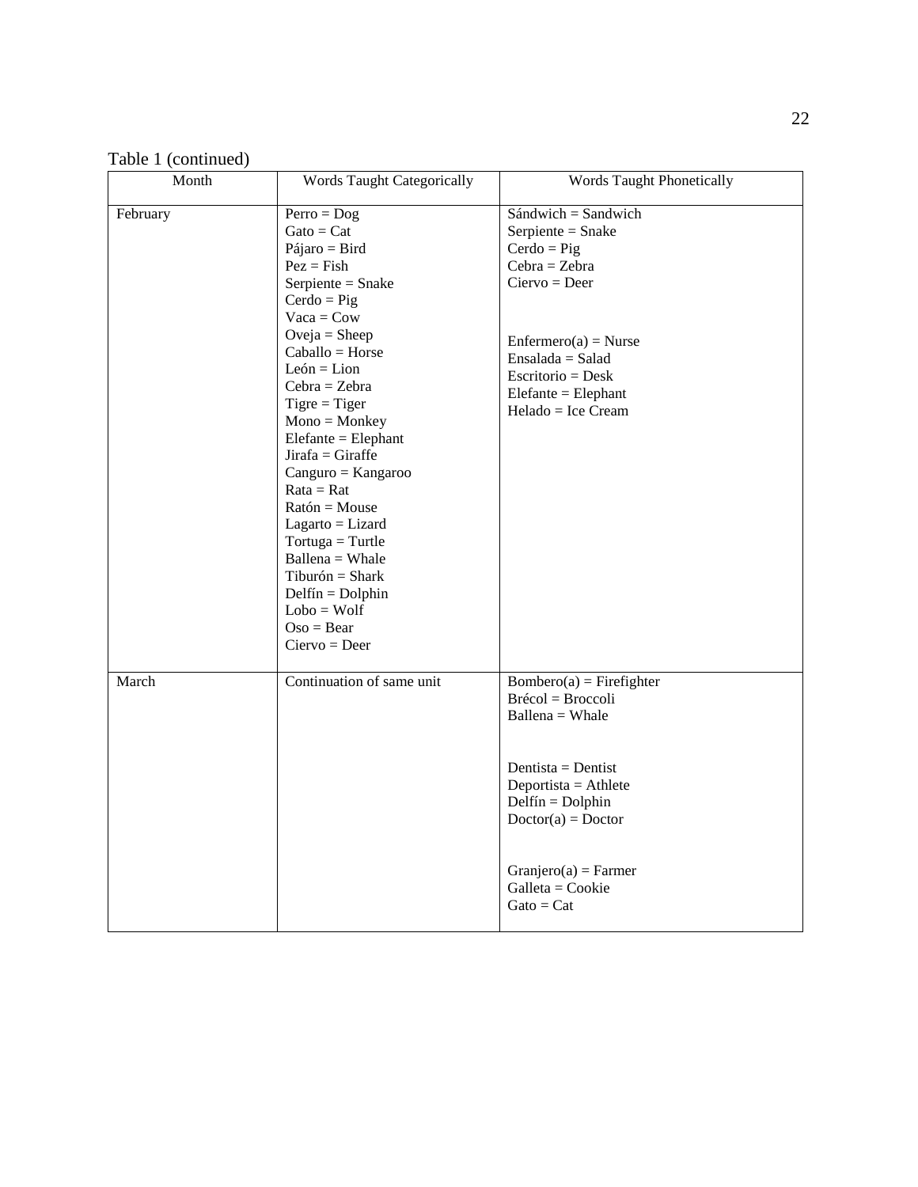Table 1 (continued)

| Month | Words Taught Categorically | Words Taught Phonetically |
|---|---|---|
| February | Perro = Dog<br>Gato = Cat<br>Pájaro = Bird<br>Pez = Fish<br>Serpiente = Snake<br>Cerdo = Pig<br>Vaca = Cow<br>Oveja = Sheep<br>Caballo = Horse<br>León = Lion<br>Cebra = Zebra<br>Tigre = Tiger<br>Mono = Monkey<br>Elefante = Elephant<br>Jirafa = Giraffe<br>Canguro = Kangaroo<br>Rata = Rat<br>Ratón = Mouse<br>Lagarto = Lizard<br>Tortuga = Turtle<br>Ballena = Whale<br>Tiburón = Shark<br>Delfín = Dolphin<br>Lobo = Wolf<br>Oso = Bear<br>Ciervo = Deer | Sándwich = Sandwich<br>Serpiente = Snake<br>Cerdo = Pig<br>Cebra = Zebra<br>Ciervo = Deer<br><br>Enfermero(a) = Nurse<br>Ensalada = Salad<br>Escritorio = Desk<br>Elefante = Elephant<br>Helado = Ice Cream |
| March | Continuation of same unit | Bombero(a) = Firefighter<br>Brécol = Broccoli<br>Ballena = Whale<br><br>Dentista = Dentist<br>Deportista = Athlete<br>Delfín = Dolphin<br>Doctor(a) = Doctor<br><br>Granjero(a) = Farmer<br>Galleta = Cookie<br>Gato = Cat |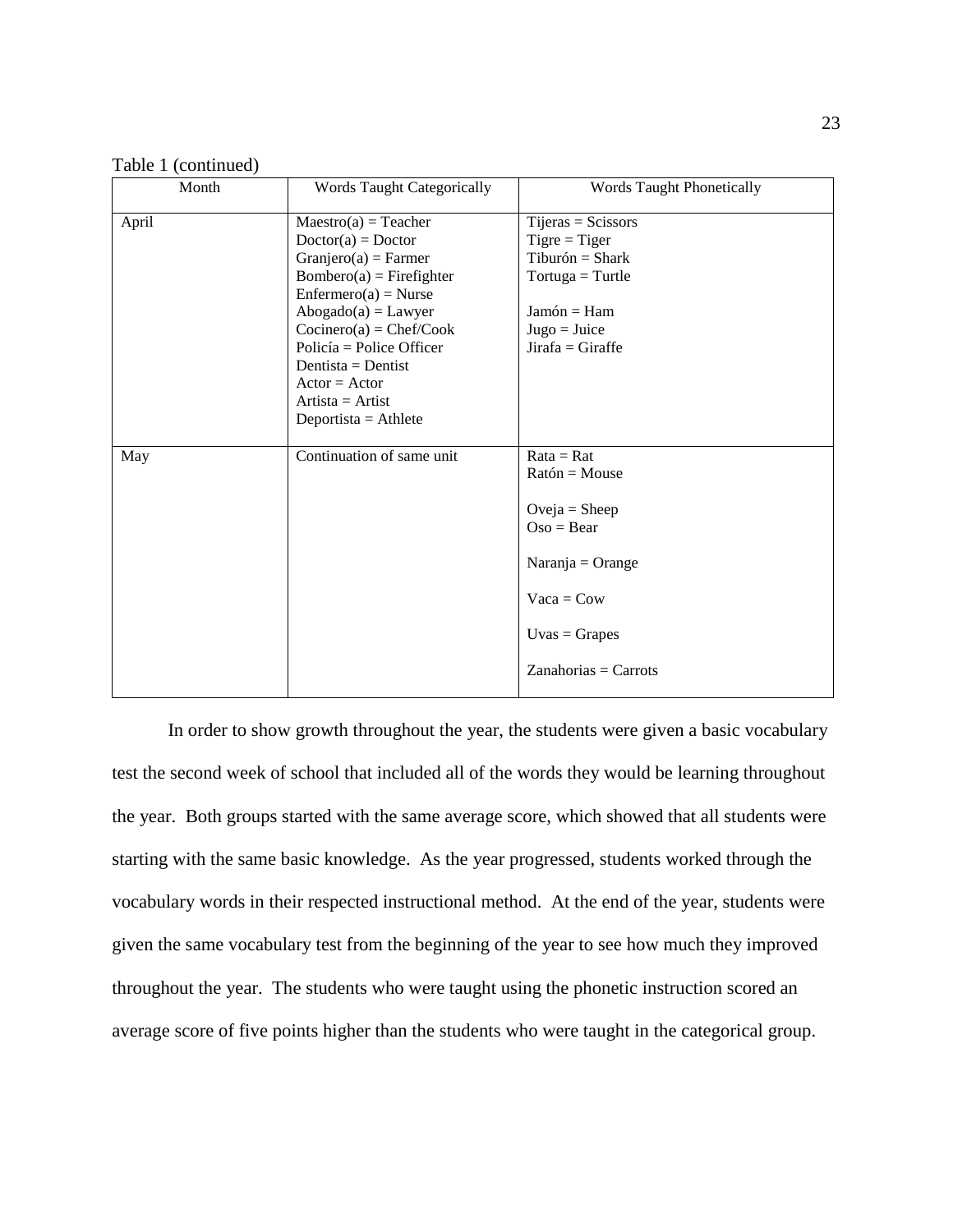Table 1 (continued)

| Month | Words Taught Categorically | Words Taught Phonetically |
|---|---|---|
| April | Maestro(a) = Teacher<br>Doctor(a) = Doctor<br>Granjero(a) = Farmer<br>Bombero(a) = Firefighter<br>Enfermero(a) = Nurse<br>Abogado(a) = Lawyer<br>Cocinero(a) = Chef/Cook<br>Policía = Police Officer<br>Dentista = Dentist<br>Actor = Actor<br>Artista = Artist<br>Deportista = Athlete | Tijeras = Scissors<br>Tigre = Tiger<br>Tiburón = Shark<br>Tortuga = Turtle<br><br>Jamón = Ham<br>Jugo = Juice<br>Jirafa = Giraffe |
| May | Continuation of same unit | Rata = Rat<br>Ratón = Mouse<br><br>Oveja = Sheep<br>Oso = Bear<br><br>Naranja = Orange<br><br>Vaca = Cow<br><br>Uvas = Grapes<br><br>Zanahorias = Carrots |

In order to show growth throughout the year, the students were given a basic vocabulary test the second week of school that included all of the words they would be learning throughout the year. Both groups started with the same average score, which showed that all students were starting with the same basic knowledge. As the year progressed, students worked through the vocabulary words in their respected instructional method. At the end of the year, students were given the same vocabulary test from the beginning of the year to see how much they improved throughout the year. The students who were taught using the phonetic instruction scored an average score of five points higher than the students who were taught in the categorical group.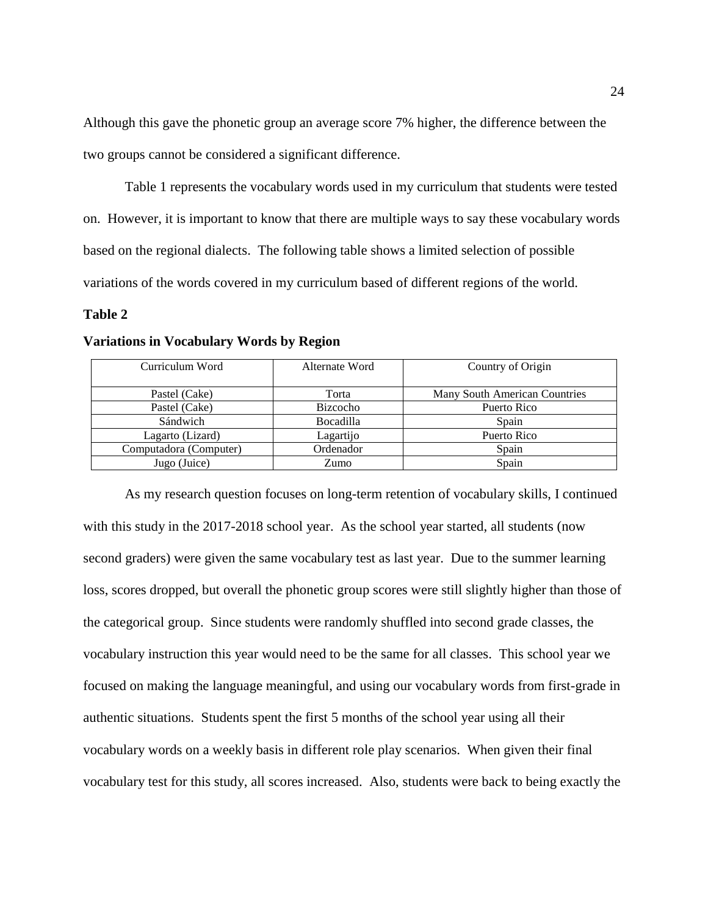Although this gave the phonetic group an average score 7% higher, the difference between the two groups cannot be considered a significant difference.

Table 1 represents the vocabulary words used in my curriculum that students were tested on. However, it is important to know that there are multiple ways to say these vocabulary words based on the regional dialects. The following table shows a limited selection of possible variations of the words covered in my curriculum based of different regions of the world.

**Table 2**

**Variations in Vocabulary Words by Region**

| Curriculum Word | Alternate Word | Country of Origin |
|---|---|---|
| Pastel (Cake) | Torta | Many South American Countries |
| Pastel (Cake) | Bizcocho | Puerto Rico |
| Sándwich | Bocadilla | Spain |
| Lagarto (Lizard) | Lagartijo | Puerto Rico |
| Computadora (Computer) | Ordenador | Spain |
| Jugo (Juice) | Zumo | Spain |

As my research question focuses on long-term retention of vocabulary skills, I continued with this study in the 2017-2018 school year. As the school year started, all students (now second graders) were given the same vocabulary test as last year. Due to the summer learning loss, scores dropped, but overall the phonetic group scores were still slightly higher than those of the categorical group. Since students were randomly shuffled into second grade classes, the vocabulary instruction this year would need to be the same for all classes. This school year we focused on making the language meaningful, and using our vocabulary words from first-grade in authentic situations. Students spent the first 5 months of the school year using all their vocabulary words on a weekly basis in different role play scenarios. When given their final vocabulary test for this study, all scores increased. Also, students were back to being exactly the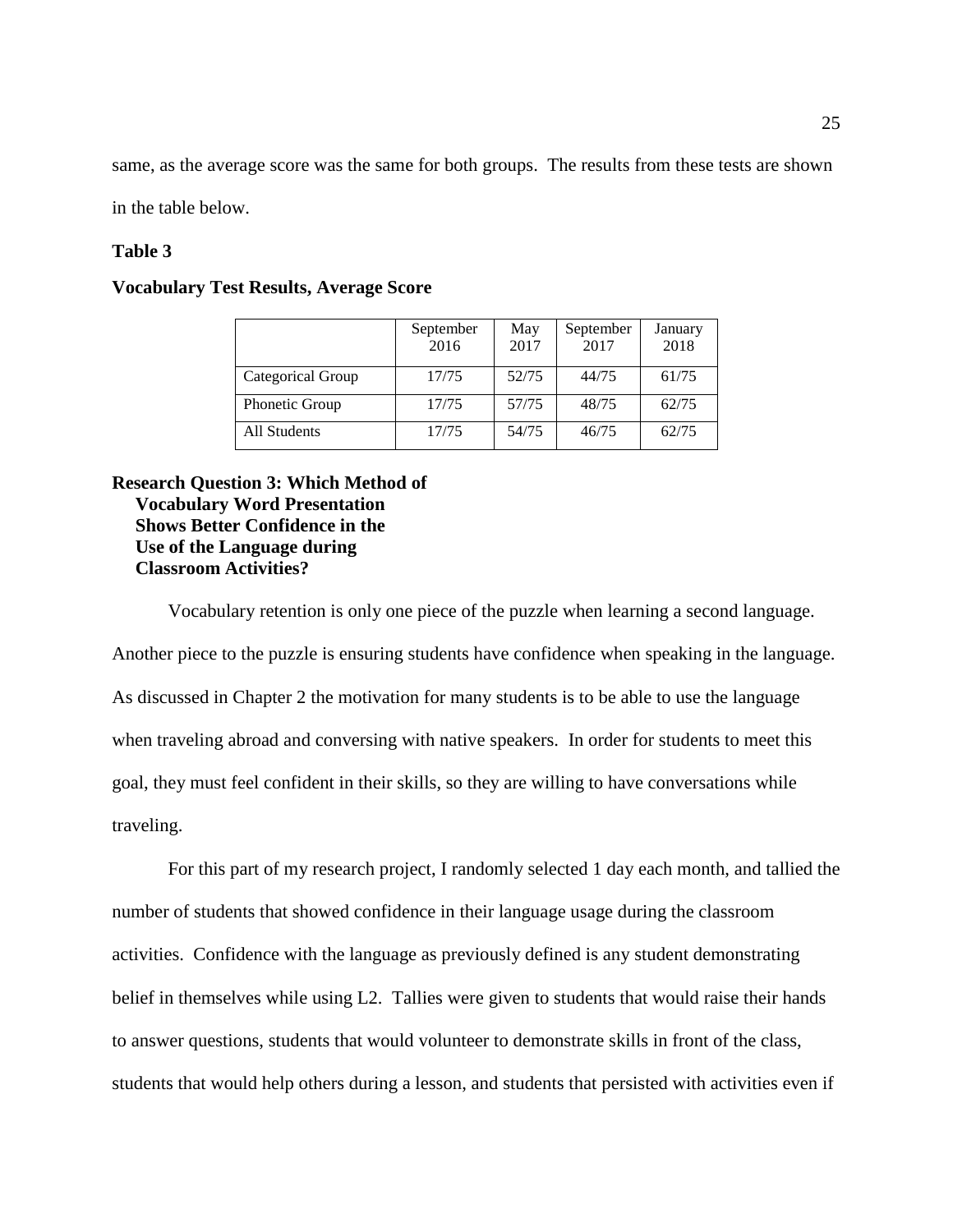same, as the average score was the same for both groups. The results from these tests are shown in the table below.

**Table 3**

**Vocabulary Test Results, Average Score**

| | September 2016 | May 2017 | September 2017 | January 2018 |
|---|---|---|---|---|
| Categorical Group | 17/75 | 52/75 | 44/75 | 61/75 |
| Phonetic Group | 17/75 | 57/75 | 48/75 | 62/75 |
| All Students | 17/75 | 54/75 | 46/75 | 62/75 |

### Research Question 3: Which Method of Vocabulary Word Presentation Shows Better Confidence in the Use of the Language during Classroom Activities?

Vocabulary retention is only one piece of the puzzle when learning a second language. Another piece to the puzzle is ensuring students have confidence when speaking in the language. As discussed in Chapter 2 the motivation for many students is to be able to use the language when traveling abroad and conversing with native speakers. In order for students to meet this goal, they must feel confident in their skills, so they are willing to have conversations while traveling.

For this part of my research project, I randomly selected 1 day each month, and tallied the number of students that showed confidence in their language usage during the classroom activities. Confidence with the language as previously defined is any student demonstrating belief in themselves while using L2. Tallies were given to students that would raise their hands to answer questions, students that would volunteer to demonstrate skills in front of the class, students that would help others during a lesson, and students that persisted with activities even if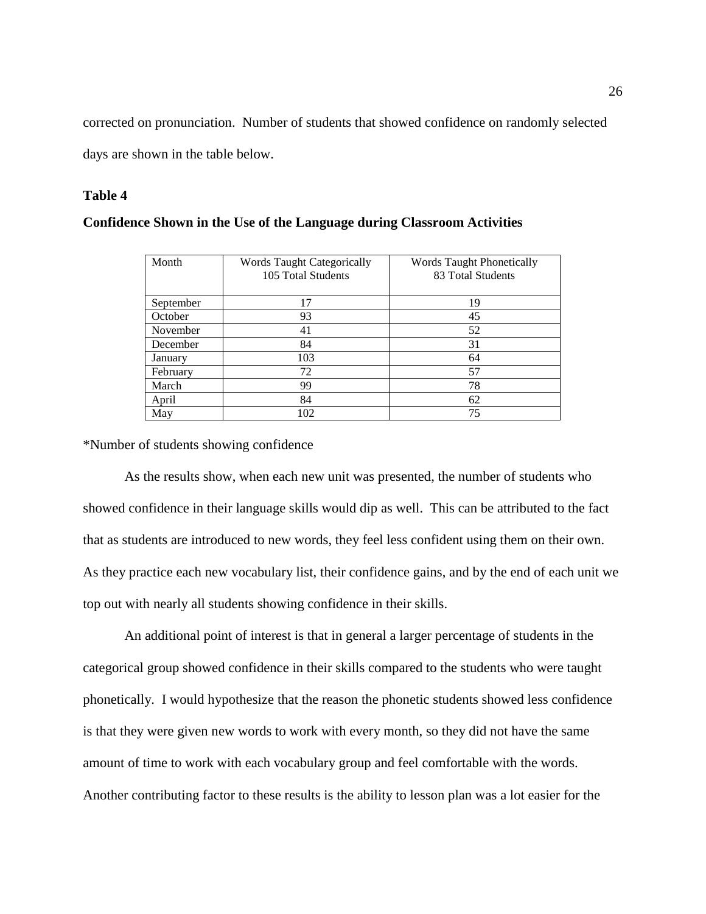corrected on pronunciation. Number of students that showed confidence on randomly selected days are shown in the table below.

**Table 4**

**Confidence Shown in the Use of the Language during Classroom Activities**

| Month | Words Taught Categorically 105 Total Students | Words Taught Phonetically 83 Total Students |
|---|---|---|
| September | 17 | 19 |
| October | 93 | 45 |
| November | 41 | 52 |
| December | 84 | 31 |
| January | 103 | 64 |
| February | 72 | 57 |
| March | 99 | 78 |
| April | 84 | 62 |
| May | 102 | 75 |

*Number of students showing confidence

As the results show, when each new unit was presented, the number of students who showed confidence in their language skills would dip as well. This can be attributed to the fact that as students are introduced to new words, they feel less confident using them on their own. As they practice each new vocabulary list, their confidence gains, and by the end of each unit we top out with nearly all students showing confidence in their skills.

An additional point of interest is that in general a larger percentage of students in the categorical group showed confidence in their skills compared to the students who were taught phonetically. I would hypothesize that the reason the phonetic students showed less confidence is that they were given new words to work with every month, so they did not have the same amount of time to work with each vocabulary group and feel comfortable with the words. Another contributing factor to these results is the ability to lesson plan was a lot easier for the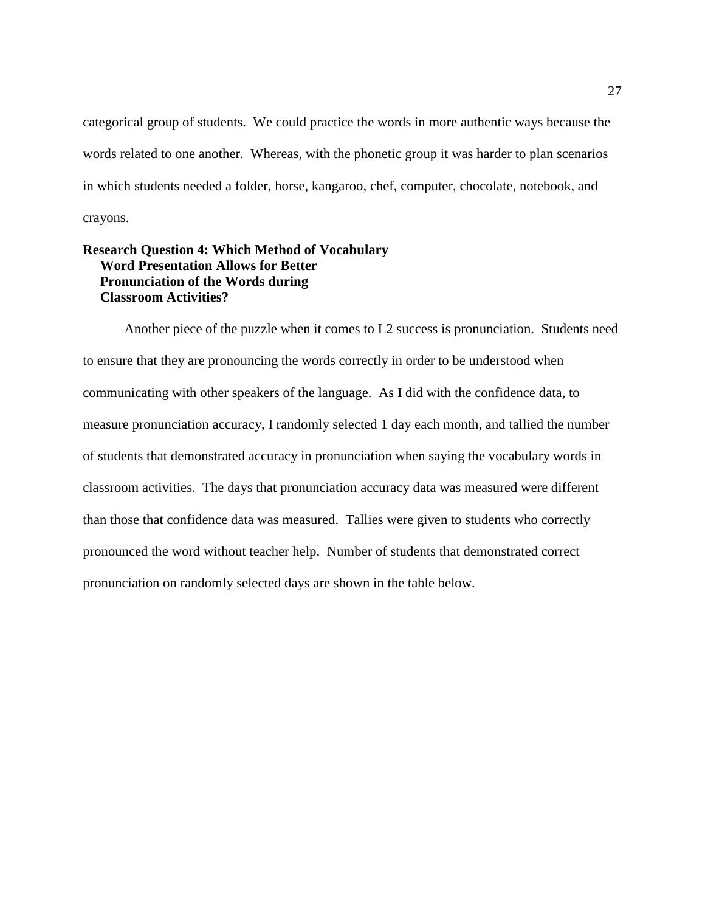categorical group of students. We could practice the words in more authentic ways because the words related to one another. Whereas, with the phonetic group it was harder to plan scenarios in which students needed a folder, horse, kangaroo, chef, computer, chocolate, notebook, and crayons.

### Research Question 4: Which Method of Vocabulary Word Presentation Allows for Better Pronunciation of the Words during Classroom Activities?

Another piece of the puzzle when it comes to L2 success is pronunciation. Students need to ensure that they are pronouncing the words correctly in order to be understood when communicating with other speakers of the language. As I did with the confidence data, to measure pronunciation accuracy, I randomly selected 1 day each month, and tallied the number of students that demonstrated accuracy in pronunciation when saying the vocabulary words in classroom activities. The days that pronunciation accuracy data was measured were different than those that confidence data was measured. Tallies were given to students who correctly pronounced the word without teacher help. Number of students that demonstrated correct pronunciation on randomly selected days are shown in the table below.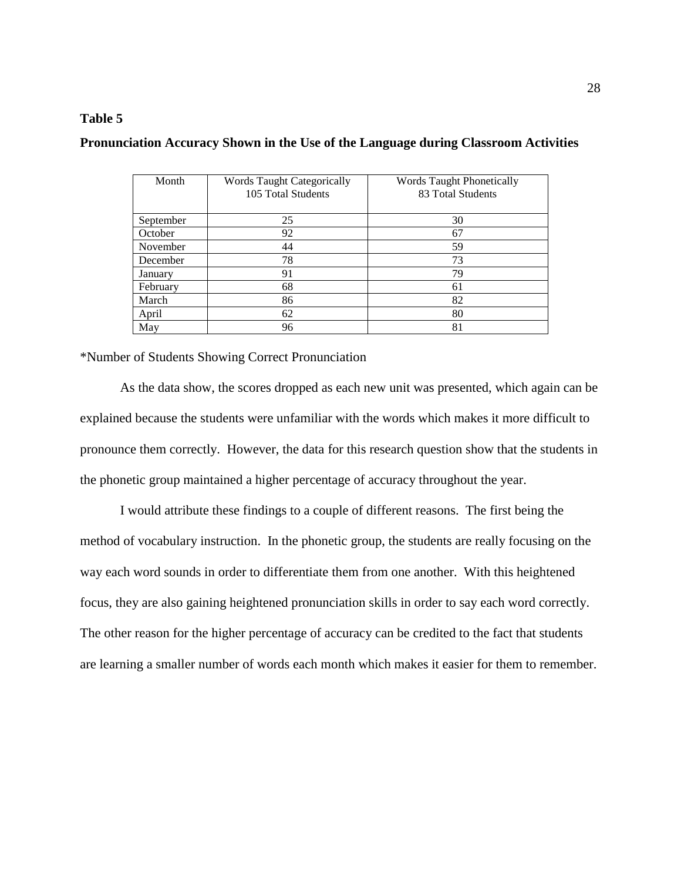**Table 5**

**Pronunciation Accuracy Shown in the Use of the Language during Classroom Activities**

| Month | Words Taught Categorically 105 Total Students | Words Taught Phonetically 83 Total Students |
|---|---|---|
| September | 25 | 30 |
| October | 92 | 67 |
| November | 44 | 59 |
| December | 78 | 73 |
| January | 91 | 79 |
| February | 68 | 61 |
| March | 86 | 82 |
| April | 62 | 80 |
| May | 96 | 81 |

*Number of Students Showing Correct Pronunciation

As the data show, the scores dropped as each new unit was presented, which again can be explained because the students were unfamiliar with the words which makes it more difficult to pronounce them correctly. However, the data for this research question show that the students in the phonetic group maintained a higher percentage of accuracy throughout the year.

I would attribute these findings to a couple of different reasons. The first being the method of vocabulary instruction. In the phonetic group, the students are really focusing on the way each word sounds in order to differentiate them from one another. With this heightened focus, they are also gaining heightened pronunciation skills in order to say each word correctly. The other reason for the higher percentage of accuracy can be credited to the fact that students are learning a smaller number of words each month which makes it easier for them to remember.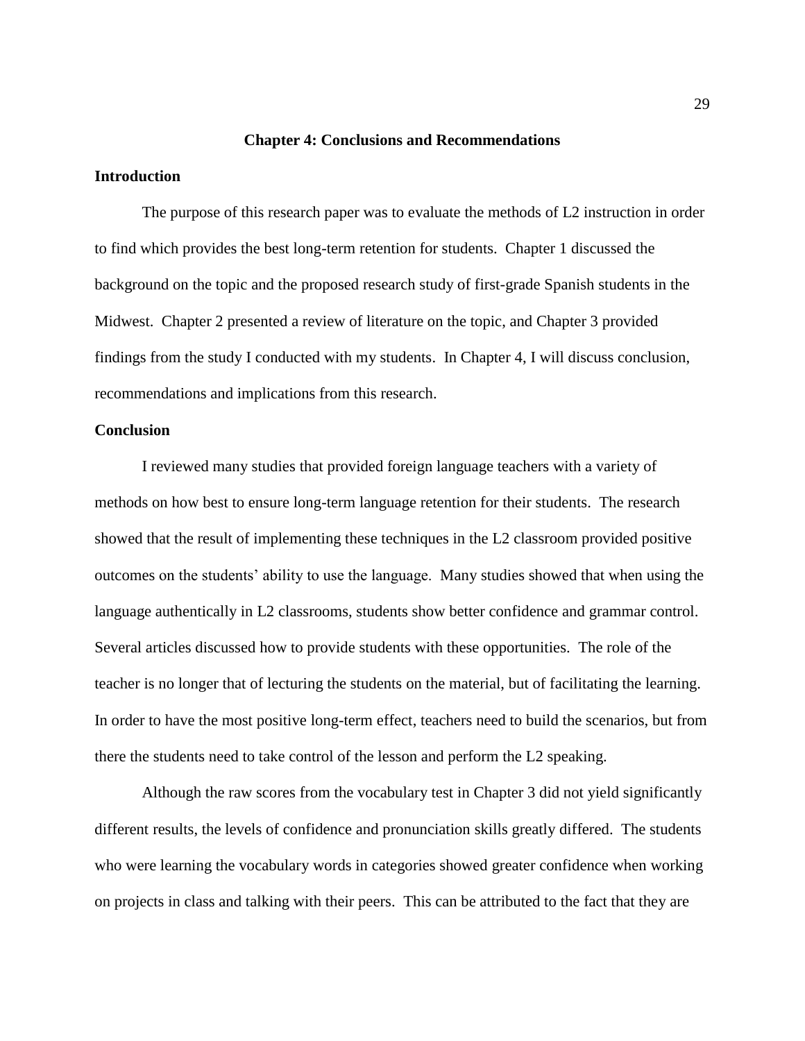# Chapter 4: Conclusions and Recommendations

## Introduction

The purpose of this research paper was to evaluate the methods of L2 instruction in order to find which provides the best long-term retention for students. Chapter 1 discussed the background on the topic and the proposed research study of first-grade Spanish students in the Midwest. Chapter 2 presented a review of literature on the topic, and Chapter 3 provided findings from the study I conducted with my students. In Chapter 4, I will discuss conclusion, recommendations and implications from this research.

## Conclusion

I reviewed many studies that provided foreign language teachers with a variety of methods on how best to ensure long-term language retention for their students. The research showed that the result of implementing these techniques in the L2 classroom provided positive outcomes on the students' ability to use the language. Many studies showed that when using the language authentically in L2 classrooms, students show better confidence and grammar control. Several articles discussed how to provide students with these opportunities. The role of the teacher is no longer that of lecturing the students on the material, but of facilitating the learning. In order to have the most positive long-term effect, teachers need to build the scenarios, but from there the students need to take control of the lesson and perform the L2 speaking.

Although the raw scores from the vocabulary test in Chapter 3 did not yield significantly different results, the levels of confidence and pronunciation skills greatly differed. The students who were learning the vocabulary words in categories showed greater confidence when working on projects in class and talking with their peers. This can be attributed to the fact that they are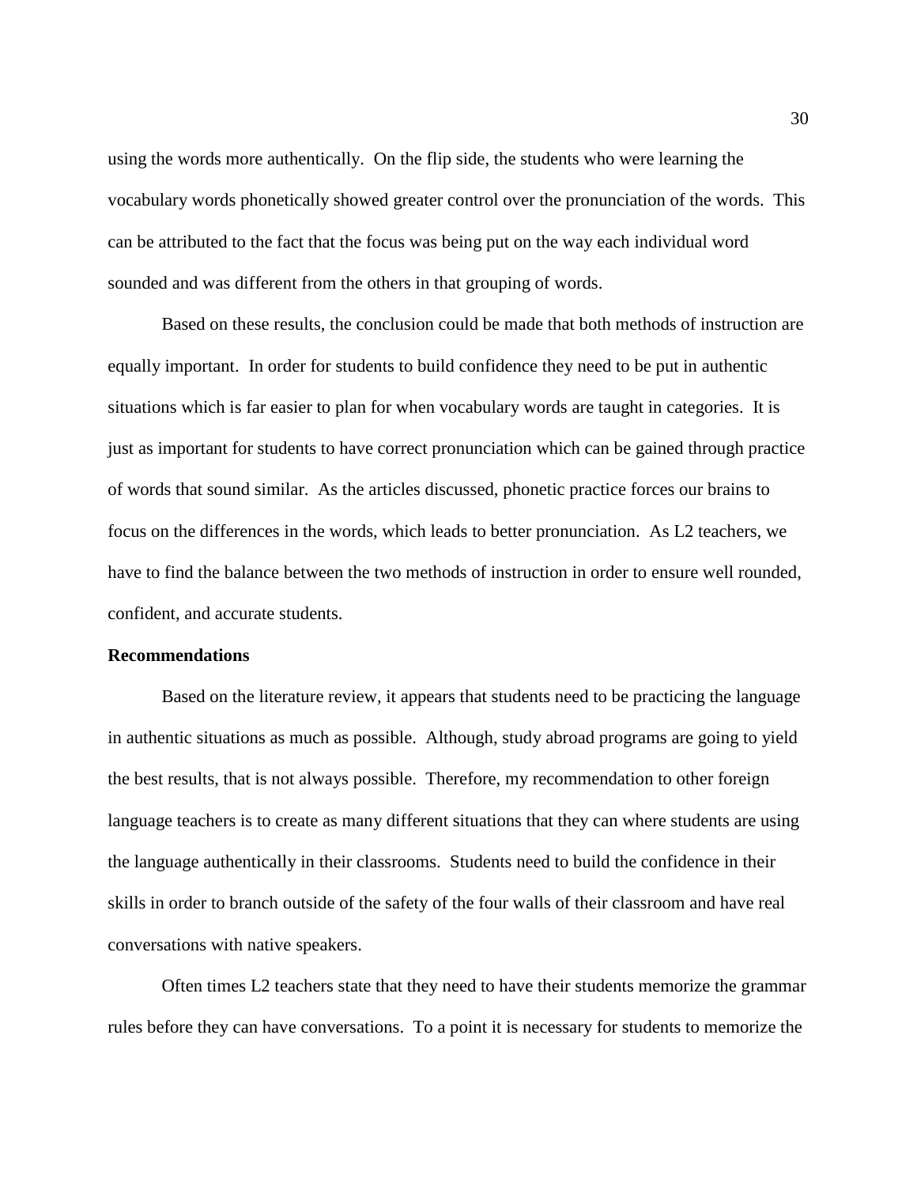using the words more authentically. On the flip side, the students who were learning the vocabulary words phonetically showed greater control over the pronunciation of the words. This can be attributed to the fact that the focus was being put on the way each individual word sounded and was different from the others in that grouping of words.

Based on these results, the conclusion could be made that both methods of instruction are equally important. In order for students to build confidence they need to be put in authentic situations which is far easier to plan for when vocabulary words are taught in categories. It is just as important for students to have correct pronunciation which can be gained through practice of words that sound similar. As the articles discussed, phonetic practice forces our brains to focus on the differences in the words, which leads to better pronunciation. As L2 teachers, we have to find the balance between the two methods of instruction in order to ensure well rounded, confident, and accurate students.

**Recommendations**

Based on the literature review, it appears that students need to be practicing the language in authentic situations as much as possible. Although, study abroad programs are going to yield the best results, that is not always possible. Therefore, my recommendation to other foreign language teachers is to create as many different situations that they can where students are using the language authentically in their classrooms. Students need to build the confidence in their skills in order to branch outside of the safety of the four walls of their classroom and have real conversations with native speakers.

Often times L2 teachers state that they need to have their students memorize the grammar rules before they can have conversations. To a point it is necessary for students to memorize the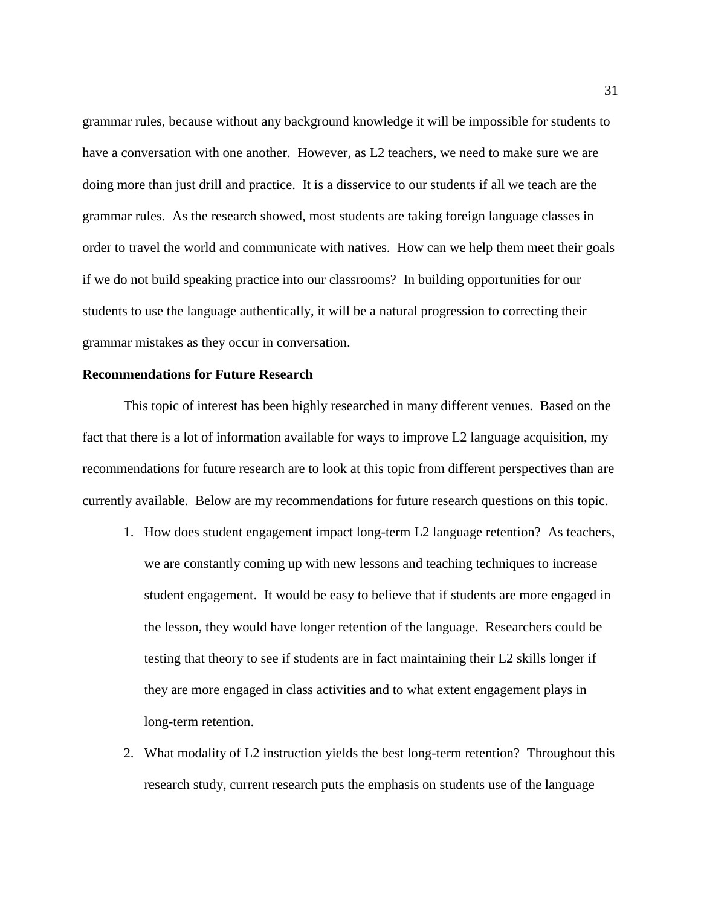grammar rules, because without any background knowledge it will be impossible for students to have a conversation with one another. However, as L2 teachers, we need to make sure we are doing more than just drill and practice. It is a disservice to our students if all we teach are the grammar rules. As the research showed, most students are taking foreign language classes in order to travel the world and communicate with natives. How can we help them meet their goals if we do not build speaking practice into our classrooms? In building opportunities for our students to use the language authentically, it will be a natural progression to correcting their grammar mistakes as they occur in conversation.

**Recommendations for Future Research**

This topic of interest has been highly researched in many different venues. Based on the fact that there is a lot of information available for ways to improve L2 language acquisition, my recommendations for future research are to look at this topic from different perspectives than are currently available. Below are my recommendations for future research questions on this topic.

1. How does student engagement impact long-term L2 language retention? As teachers, we are constantly coming up with new lessons and teaching techniques to increase student engagement. It would be easy to believe that if students are more engaged in the lesson, they would have longer retention of the language. Researchers could be testing that theory to see if students are in fact maintaining their L2 skills longer if they are more engaged in class activities and to what extent engagement plays in long-term retention.
2. What modality of L2 instruction yields the best long-term retention? Throughout this research study, current research puts the emphasis on students use of the language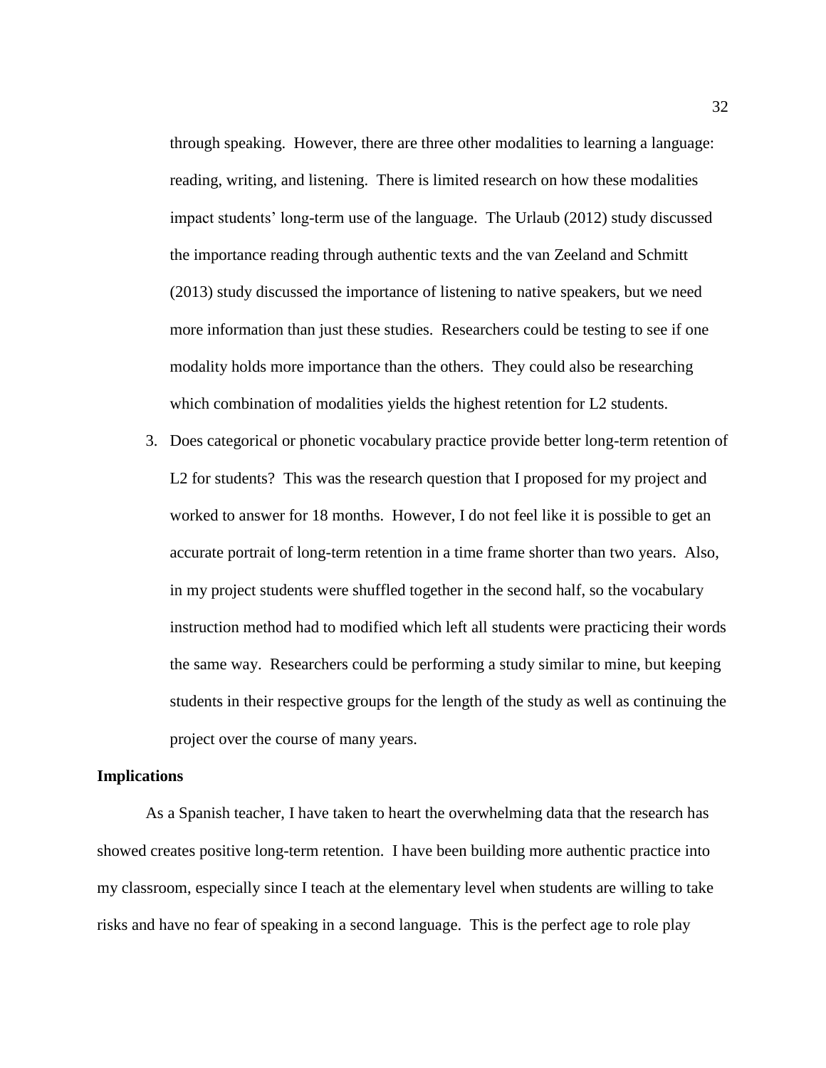through speaking. However, there are three other modalities to learning a language: reading, writing, and listening. There is limited research on how these modalities impact students' long-term use of the language. The Urlaub (2012) study discussed the importance reading through authentic texts and the van Zeeland and Schmitt (2013) study discussed the importance of listening to native speakers, but we need more information than just these studies. Researchers could be testing to see if one modality holds more importance than the others. They could also be researching which combination of modalities yields the highest retention for L2 students.

3. Does categorical or phonetic vocabulary practice provide better long-term retention of L2 for students? This was the research question that I proposed for my project and worked to answer for 18 months. However, I do not feel like it is possible to get an accurate portrait of long-term retention in a time frame shorter than two years. Also, in my project students were shuffled together in the second half, so the vocabulary instruction method had to modified which left all students were practicing their words the same way. Researchers could be performing a study similar to mine, but keeping students in their respective groups for the length of the study as well as continuing the project over the course of many years.

**Implications**

As a Spanish teacher, I have taken to heart the overwhelming data that the research has showed creates positive long-term retention. I have been building more authentic practice into my classroom, especially since I teach at the elementary level when students are willing to take risks and have no fear of speaking in a second language. This is the perfect age to role play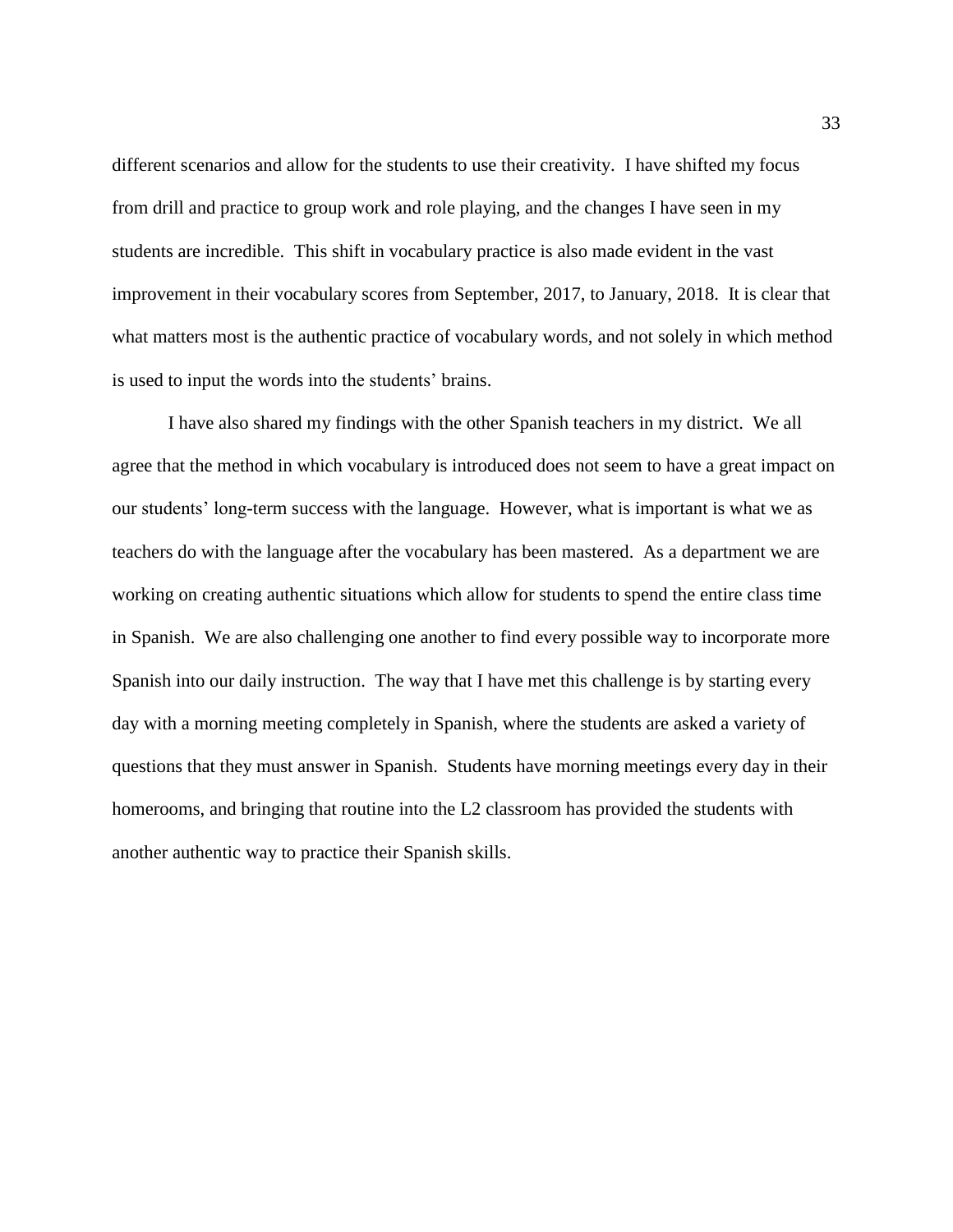different scenarios and allow for the students to use their creativity. I have shifted my focus from drill and practice to group work and role playing, and the changes I have seen in my students are incredible. This shift in vocabulary practice is also made evident in the vast improvement in their vocabulary scores from September, 2017, to January, 2018. It is clear that what matters most is the authentic practice of vocabulary words, and not solely in which method is used to input the words into the students' brains.

I have also shared my findings with the other Spanish teachers in my district. We all agree that the method in which vocabulary is introduced does not seem to have a great impact on our students' long-term success with the language. However, what is important is what we as teachers do with the language after the vocabulary has been mastered. As a department we are working on creating authentic situations which allow for students to spend the entire class time in Spanish. We are also challenging one another to find every possible way to incorporate more Spanish into our daily instruction. The way that I have met this challenge is by starting every day with a morning meeting completely in Spanish, where the students are asked a variety of questions that they must answer in Spanish. Students have morning meetings every day in their homerooms, and bringing that routine into the L2 classroom has provided the students with another authentic way to practice their Spanish skills.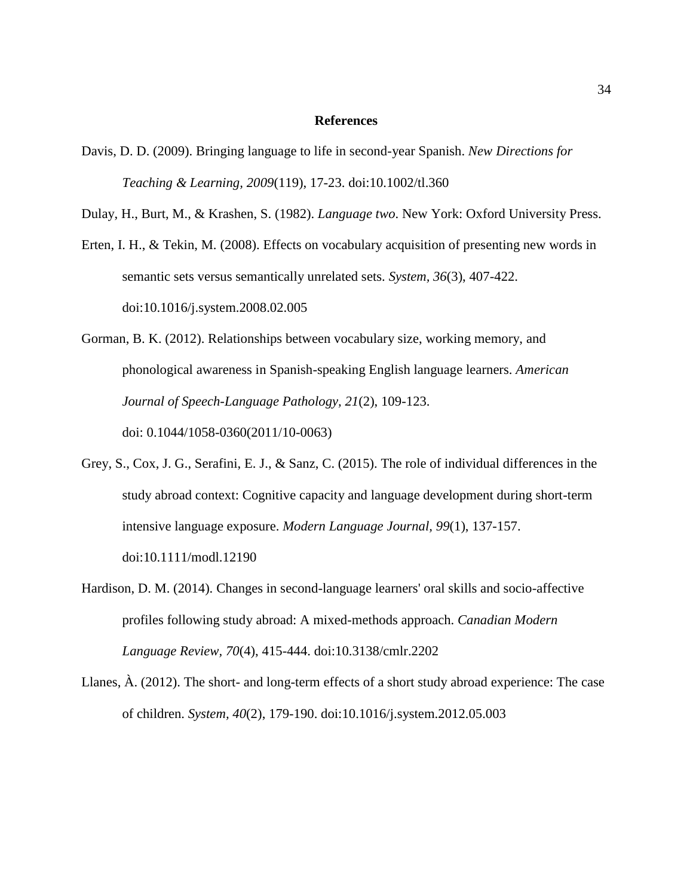## References

Davis, D. D. (2009). Bringing language to life in second-year Spanish. *New Directions for Teaching & Learning, 2009*(119), 17-23. doi:10.1002/tl.360

Dulay, H., Burt, M., & Krashen, S. (1982). *Language two*. New York: Oxford University Press.

Erten, I. H., & Tekin, M. (2008). Effects on vocabulary acquisition of presenting new words in semantic sets versus semantically unrelated sets. *System, 36*(3), 407-422. doi:10.1016/j.system.2008.02.005

Gorman, B. K. (2012). Relationships between vocabulary size, working memory, and phonological awareness in Spanish-speaking English language learners. *American Journal of Speech-Language Pathology, 21*(2), 109-123. doi: 0.1044/1058-0360(2011/10-0063)

Grey, S., Cox, J. G., Serafini, E. J., & Sanz, C. (2015). The role of individual differences in the study abroad context: Cognitive capacity and language development during short-term intensive language exposure. *Modern Language Journal, 99*(1), 137-157. doi:10.1111/modl.12190

Hardison, D. M. (2014). Changes in second-language learners' oral skills and socio-affective profiles following study abroad: A mixed-methods approach. *Canadian Modern Language Review, 70*(4), 415-444. doi:10.3138/cmlr.2202

Llanes, À. (2012). The short- and long-term effects of a short study abroad experience: The case of children. *System*, *40*(2), 179-190. doi:10.1016/j.system.2012.05.003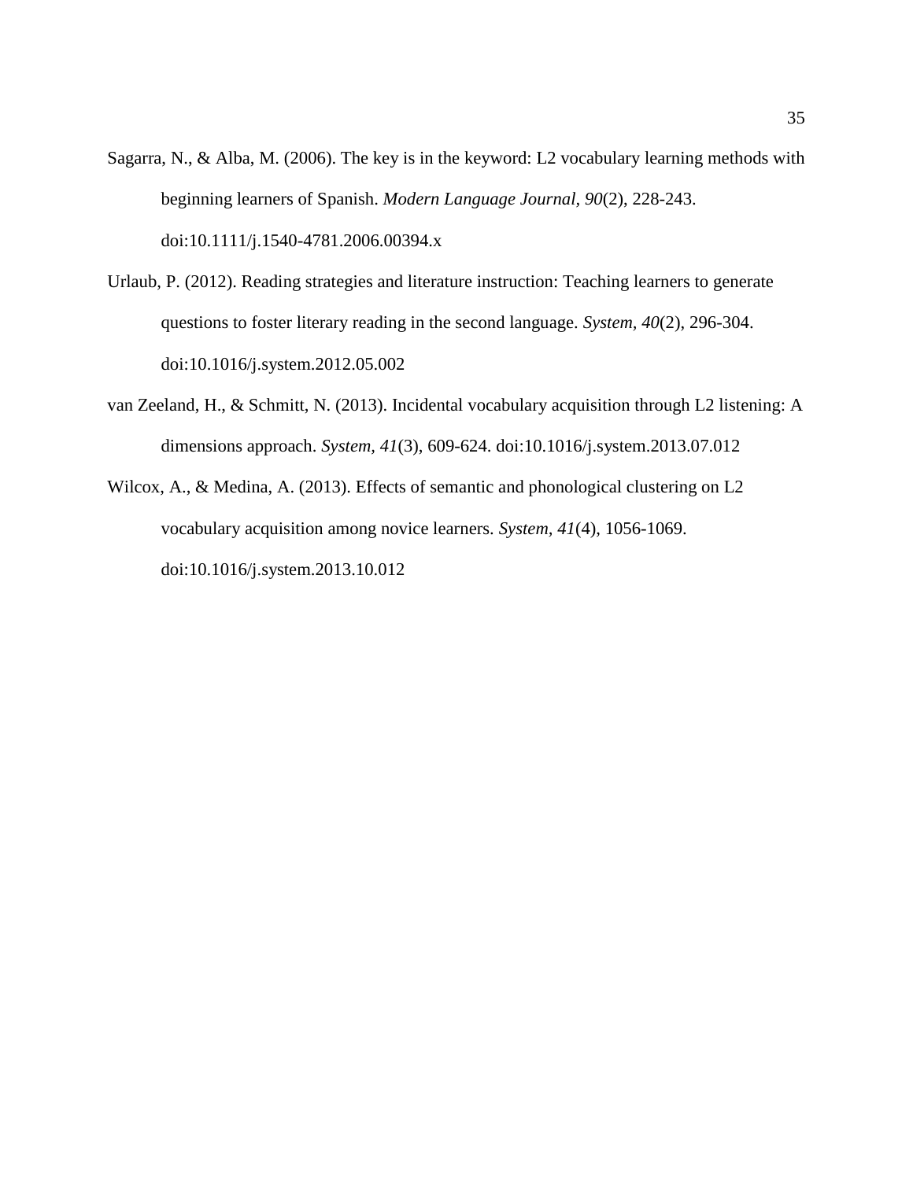Sagarra, N., & Alba, M. (2006). The key is in the keyword: L2 vocabulary learning methods with beginning learners of Spanish. *Modern Language Journal, 90*(2), 228-243. doi:10.1111/j.1540-4781.2006.00394.x

Urlaub, P. (2012). Reading strategies and literature instruction: Teaching learners to generate questions to foster literary reading in the second language. *System, 40*(2), 296-304. doi:10.1016/j.system.2012.05.002

van Zeeland, H., & Schmitt, N. (2013). Incidental vocabulary acquisition through L2 listening: A dimensions approach. *System, 41*(3), 609-624. doi:10.1016/j.system.2013.07.012

Wilcox, A., & Medina, A. (2013). Effects of semantic and phonological clustering on L2 vocabulary acquisition among novice learners. *System, 41*(4), 1056-1069. doi:10.1016/j.system.2013.10.012